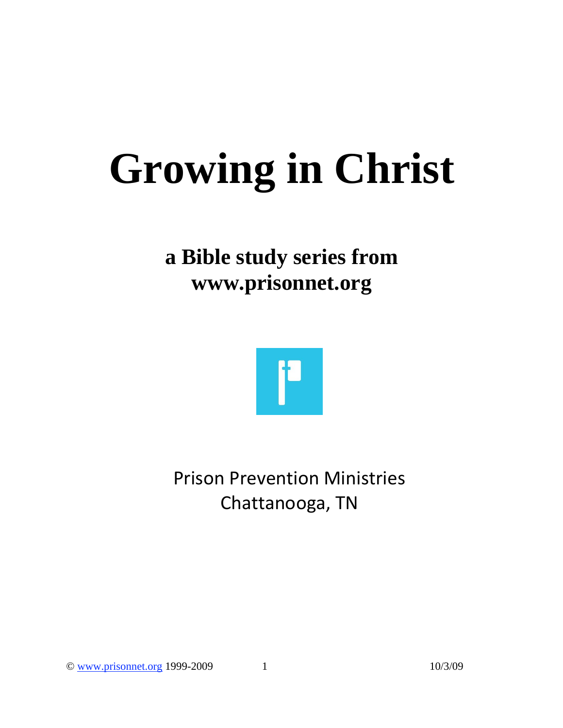# Growing in Christ

**a Bible study series from www.prisonnet.org**

Prison Prevention Ministries
Chattanooga, TN

© www.prisonnet.org 1999-2009 10/3/09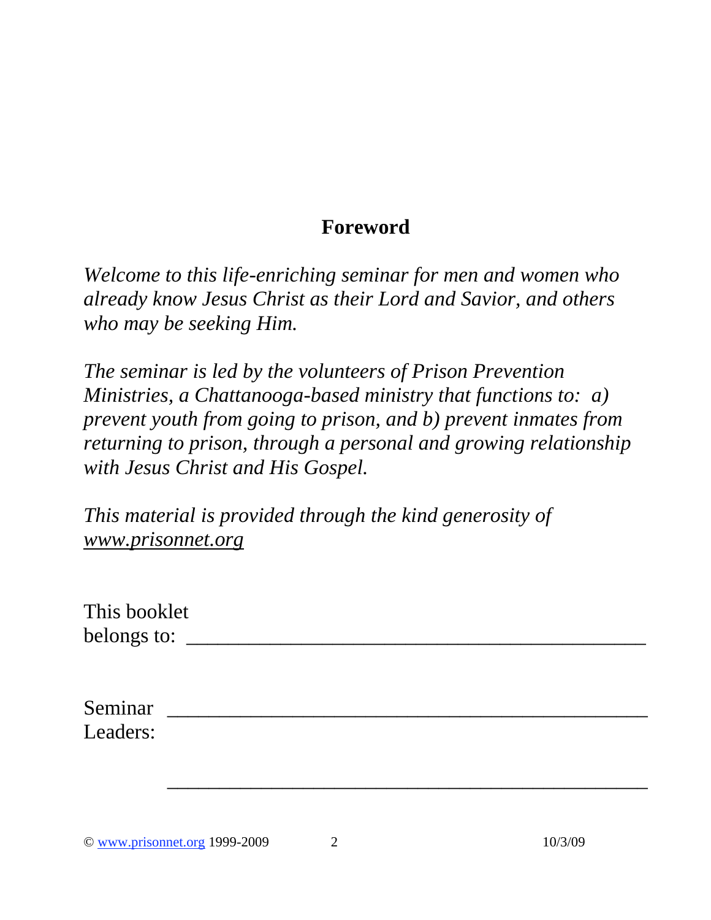## Foreword

*Welcome to this life-enriching seminar for men and women who already know Jesus Christ as their Lord and Savior, and others who may be seeking Him.*

*The seminar is led by the volunteers of Prison Prevention Ministries, a Chattanooga-based ministry that functions to: a) prevent youth from going to prison, and b) prevent inmates from returning to prison, through a personal and growing relationship with Jesus Christ and His Gospel.*

*This material is provided through the kind generosity of www.prisonnet.org*

This booklet belongs to: ___________________________________________

Seminar Leaders: ___________________________________________

___________________________________________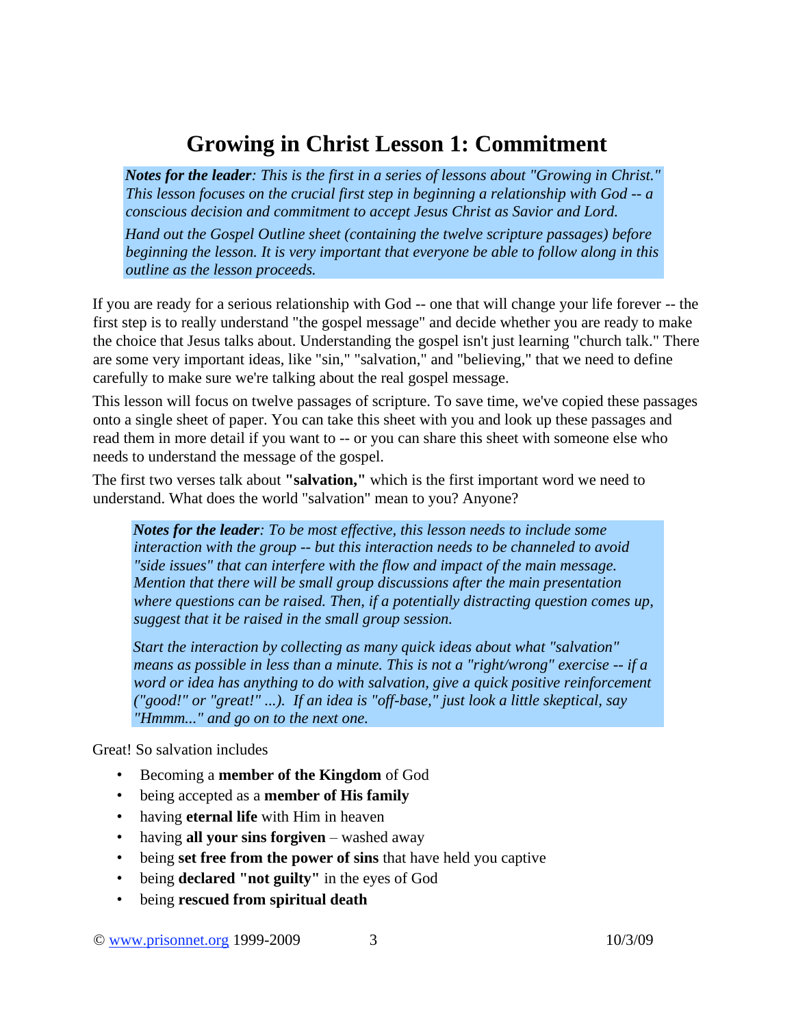# Growing in Christ Lesson 1: Commitment

> ***Notes for the leader**: This is the first in a series of lessons about "Growing in Christ." This lesson focuses on the crucial first step in beginning a relationship with God -- a conscious decision and commitment to accept Jesus Christ as Savior and Lord.*
>
> *Hand out the Gospel Outline sheet (containing the twelve scripture passages) before beginning the lesson. It is very important that everyone be able to follow along in this outline as the lesson proceeds.*

If you are ready for a serious relationship with God -- one that will change your life forever -- the first step is to really understand "the gospel message" and decide whether you are ready to make the choice that Jesus talks about. Understanding the gospel isn't just learning "church talk." There are some very important ideas, like "sin," "salvation," and "believing," that we need to define carefully to make sure we're talking about the real gospel message.

This lesson will focus on twelve passages of scripture. To save time, we've copied these passages onto a single sheet of paper. You can take this sheet with you and look up these passages and read them in more detail if you want to -- or you can share this sheet with someone else who needs to understand the message of the gospel.

The first two verses talk about **"salvation,"** which is the first important word we need to understand. What does the world "salvation" mean to you? Anyone?

> ***Notes for the leader**: To be most effective, this lesson needs to include some interaction with the group -- but this interaction needs to be channeled to avoid "side issues" that can interfere with the flow and impact of the main message. Mention that there will be small group discussions after the main presentation where questions can be raised. Then, if a potentially distracting question comes up, suggest that it be raised in the small group session.*
>
> *Start the interaction by collecting as many quick ideas about what "salvation" means as possible in less than a minute. This is not a "right/wrong" exercise -- if a word or idea has anything to do with salvation, give a quick positive reinforcement ("good!" or "great!" ...). If an idea is "off-base," just look a little skeptical, say "Hmmm..." and go on to the next one.*

Great! So salvation includes

- Becoming a **member of the Kingdom** of God
- being accepted as a **member of His family**
- having **eternal life** with Him in heaven
- having **all your sins forgiven** – washed away
- being **set free from the power of sins** that have held you captive
- being **declared "not guilty"** in the eyes of God
- being **rescued from spiritual death**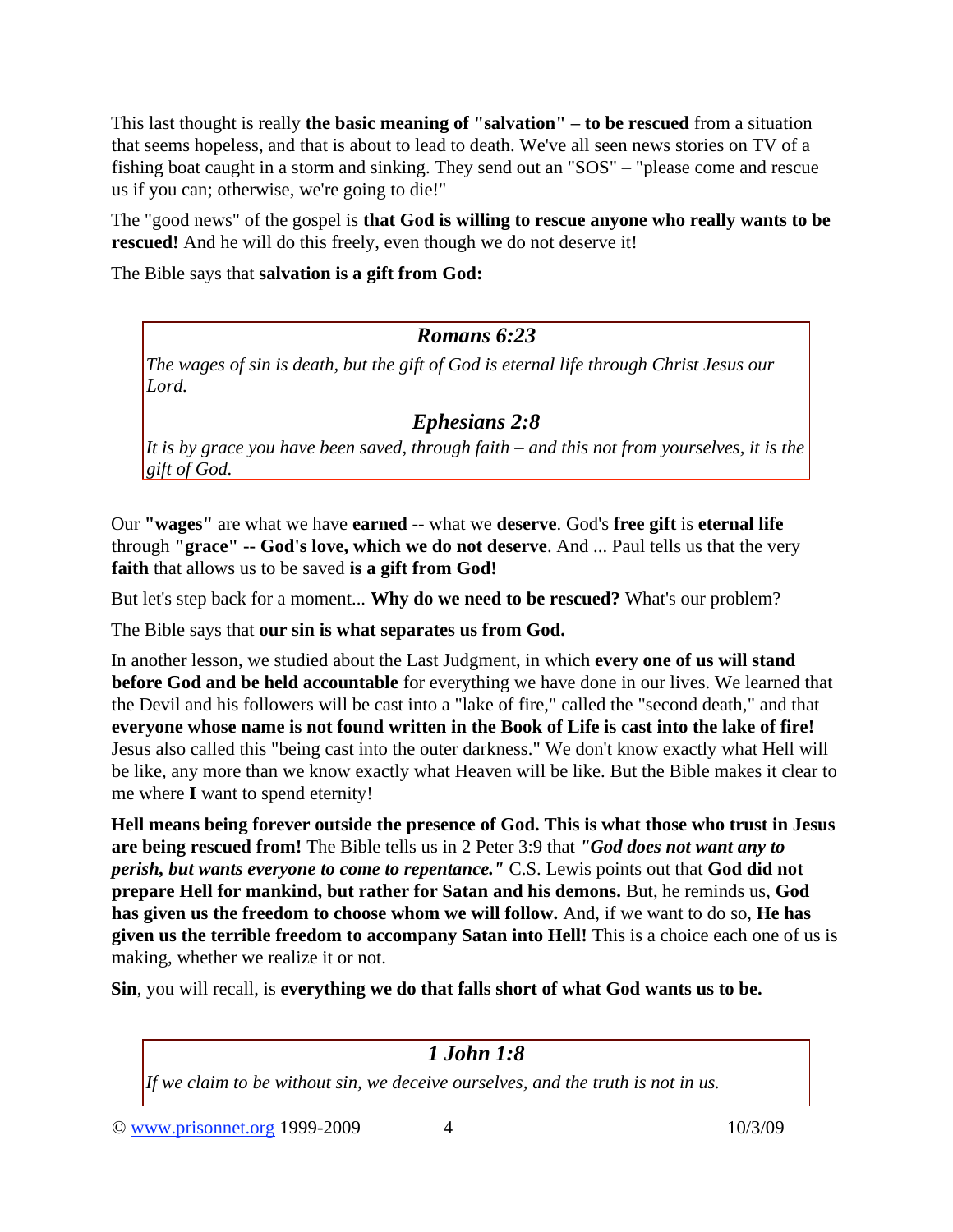This last thought is really **the basic meaning of "salvation" – to be rescued** from a situation that seems hopeless, and that is about to lead to death. We've all seen news stories on TV of a fishing boat caught in a storm and sinking. They send out an "SOS" – "please come and rescue us if you can; otherwise, we're going to die!"

The "good news" of the gospel is **that God is willing to rescue anyone who really wants to be rescued!** And he will do this freely, even though we do not deserve it!

The Bible says that **salvation is a gift from God:**

> ### *Romans 6:23*
> *The wages of sin is death, but the gift of God is eternal life through Christ Jesus our Lord.*
>
> ### *Ephesians 2:8*
> *It is by grace you have been saved, through faith – and this not from yourselves, it is the gift of God.*

Our **"wages"** are what we have **earned** -- what we **deserve**. God's **free gift** is **eternal life** through **"grace" -- God's love, which we do not deserve**. And ... Paul tells us that the very **faith** that allows us to be saved **is a gift from God!**

But let's step back for a moment... **Why do we need to be rescued?** What's our problem?

The Bible says that **our sin is what separates us from God.**

In another lesson, we studied about the Last Judgment, in which **every one of us will stand before God and be held accountable** for everything we have done in our lives. We learned that the Devil and his followers will be cast into a "lake of fire," called the "second death," and that **everyone whose name is not found written in the Book of Life is cast into the lake of fire!** Jesus also called this "being cast into the outer darkness." We don't know exactly what Hell will be like, any more than we know exactly what Heaven will be like. But the Bible makes it clear to me where **I** want to spend eternity!

**Hell means being forever outside the presence of God. This is what those who trust in Jesus are being rescued from!** The Bible tells us in 2 Peter 3:9 that ***"God does not want any to perish, but wants everyone to come to repentance."*** C.S. Lewis points out that **God did not prepare Hell for mankind, but rather for Satan and his demons.** But, he reminds us, **God has given us the freedom to choose whom we will follow.** And, if we want to do so, **He has given us the terrible freedom to accompany Satan into Hell!** This is a choice each one of us is making, whether we realize it or not.

**Sin**, you will recall, is **everything we do that falls short of what God wants us to be.**

> ### *1 John 1:8*
> *If we claim to be without sin, we deceive ourselves, and the truth is not in us.*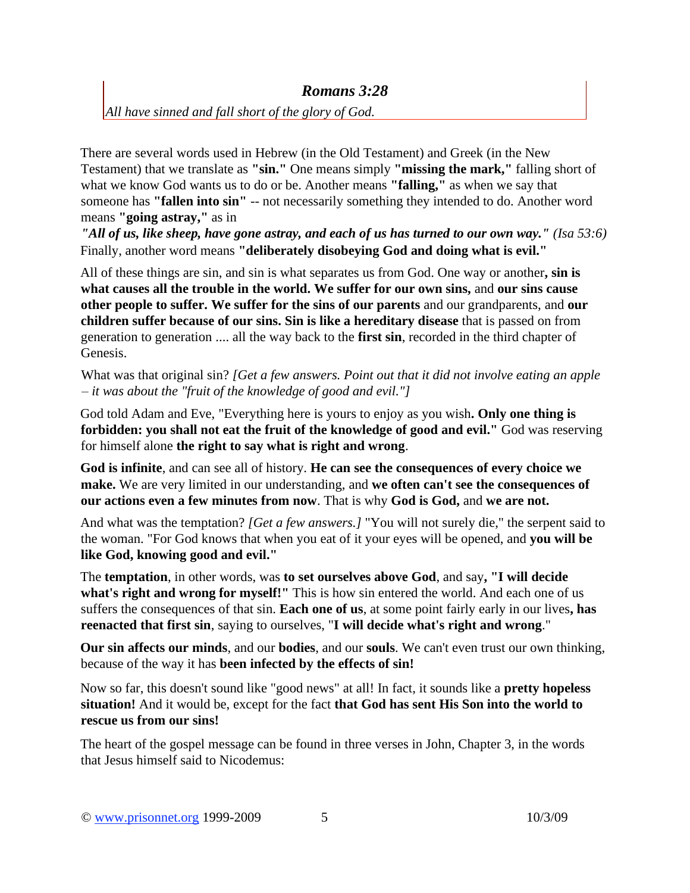### *Romans 3:28*

*All have sinned and fall short of the glory of God.*

There are several words used in Hebrew (in the Old Testament) and Greek (in the New Testament) that we translate as **"sin."** One means simply **"missing the mark,"** falling short of what we know God wants us to do or be. Another means **"falling,"** as when we say that someone has **"fallen into sin"** -- not necessarily something they intended to do. Another word means **"going astray,"** as in

***"All of us, like sheep, have gone astray, and each of us has turned to our own way."*** *(Isa 53:6)*
Finally, another word means **"deliberately disobeying God and doing what is evil."**

All of these things are sin, and sin is what separates us from God. One way or another**, sin is what causes all the trouble in the world. We suffer for our own sins,** and **our sins cause other people to suffer. We suffer for the sins of our parents** and our grandparents, and **our children suffer because of our sins. Sin is like a hereditary disease** that is passed on from generation to generation .... all the way back to the **first sin**, recorded in the third chapter of Genesis.

What was that original sin? *[Get a few answers. Point out that it did not involve eating an apple – it was about the "fruit of the knowledge of good and evil."]*

God told Adam and Eve, "Everything here is yours to enjoy as you wish**. Only one thing is forbidden: you shall not eat the fruit of the knowledge of good and evil."** God was reserving for himself alone **the right to say what is right and wrong**.

**God is infinite**, and can see all of history. **He can see the consequences of every choice we make.** We are very limited in our understanding, and **we often can't see the consequences of our actions even a few minutes from now**. That is why **God is God,** and **we are not.**

And what was the temptation? *[Get a few answers.]* "You will not surely die," the serpent said to the woman. "For God knows that when you eat of it your eyes will be opened, and **you will be like God, knowing good and evil."**

The **temptation**, in other words, was **to set ourselves above God**, and say**, "I will decide what's right and wrong for myself!"** This is how sin entered the world. And each one of us suffers the consequences of that sin. **Each one of us**, at some point fairly early in our lives**, has reenacted that first sin**, saying to ourselves, "**I will decide what's right and wrong**."

**Our sin affects our minds**, and our **bodies**, and our **souls**. We can't even trust our own thinking, because of the way it has **been infected by the effects of sin!**

Now so far, this doesn't sound like "good news" at all! In fact, it sounds like a **pretty hopeless situation!** And it would be, except for the fact **that God has sent His Son into the world to rescue us from our sins!**

The heart of the gospel message can be found in three verses in John, Chapter 3, in the words that Jesus himself said to Nicodemus: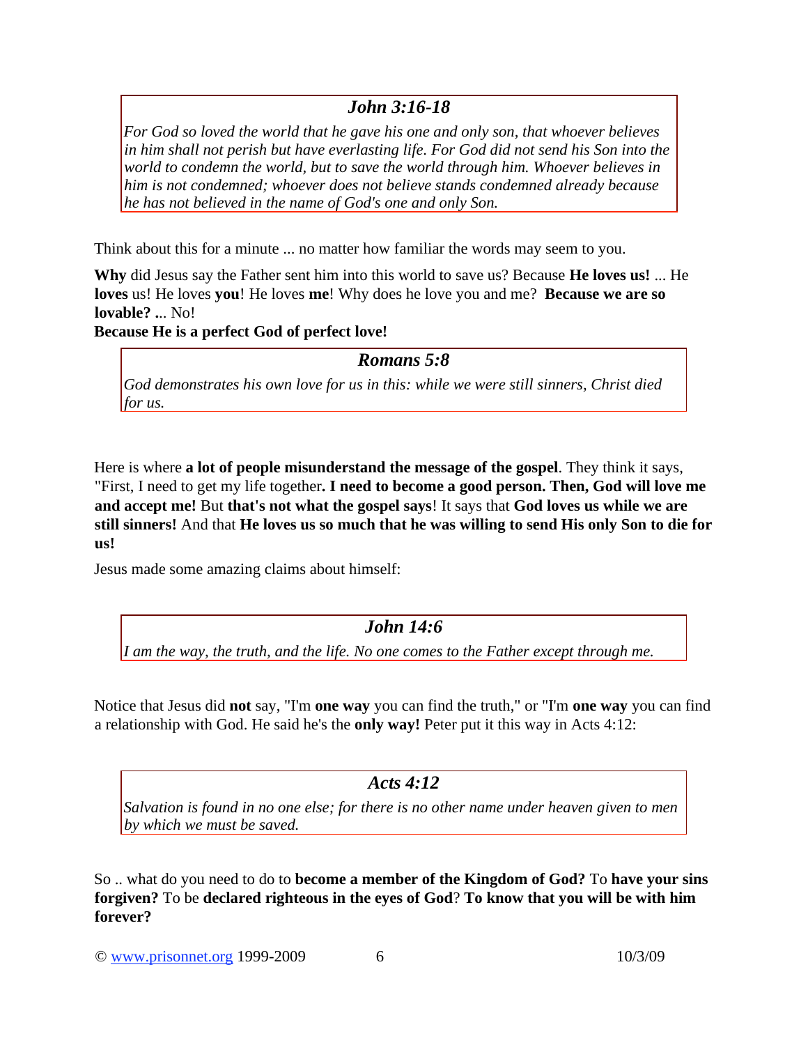> ### *John 3:16-18*
> *For God so loved the world that he gave his one and only son, that whoever believes in him shall not perish but have everlasting life. For God did not send his Son into the world to condemn the world, but to save the world through him. Whoever believes in him is not condemned; whoever does not believe stands condemned already because he has not believed in the name of God's one and only Son.*

Think about this for a minute ... no matter how familiar the words may seem to you.

**Why** did Jesus say the Father sent him into this world to save us? Because **He loves us!** ... He **loves** us! He loves **you**! He loves **me**! Why does he love you and me? **Because we are so lovable? ..**. No!
**Because He is a perfect God of perfect love!**

> ### *Romans 5:8*
> *God demonstrates his own love for us in this: while we were still sinners, Christ died for us.*

Here is where **a lot of people misunderstand the message of the gospel**. They think it says, "First, I need to get my life together**. I need to become a good person. Then, God will love me and accept me!** But **that's not what the gospel says**! It says that **God loves us while we are still sinners!** And that **He loves us so much that he was willing to send His only Son to die for us!**

Jesus made some amazing claims about himself:

> ### *John 14:6*
> *I am the way, the truth, and the life. No one comes to the Father except through me.*

Notice that Jesus did **not** say, "I'm **one way** you can find the truth," or "I'm **one way** you can find a relationship with God. He said he's the **only way!** Peter put it this way in Acts 4:12:

> ### *Acts 4:12*
> *Salvation is found in no one else; for there is no other name under heaven given to men by which we must be saved.*

So .. what do you need to do to **become a member of the Kingdom of God?** To **have your sins forgiven?** To be **declared righteous in the eyes of God**? **To know that you will be with him forever?**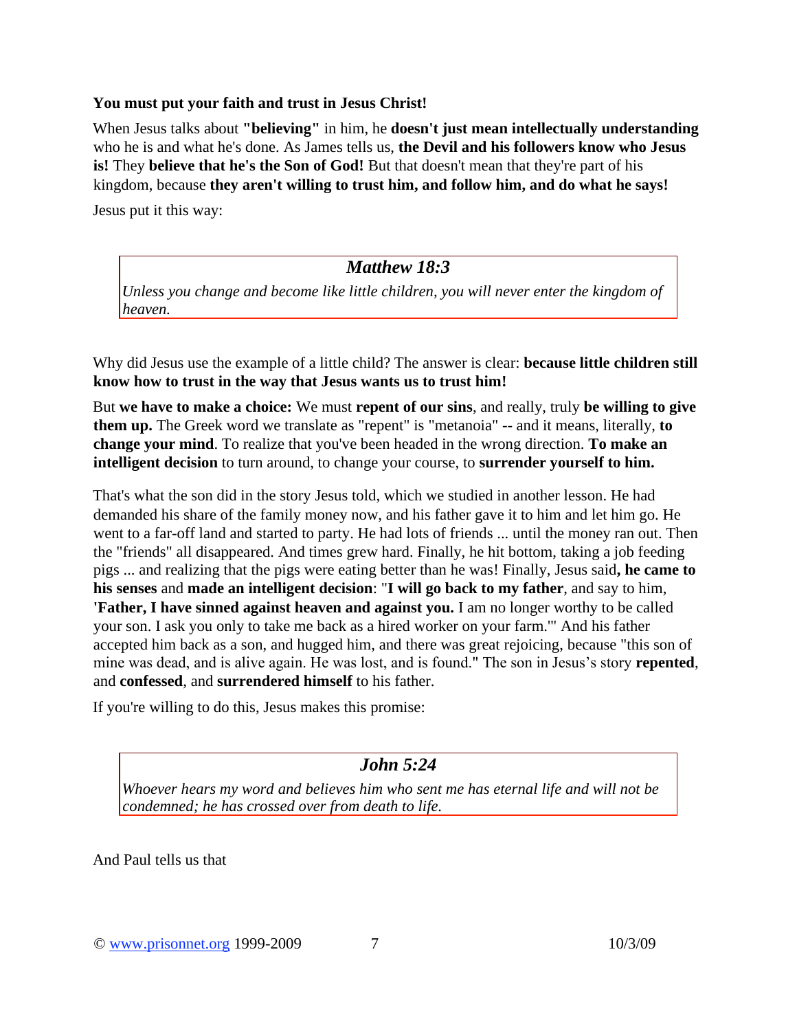**You must put your faith and trust in Jesus Christ!**

When Jesus talks about **"believing"** in him, he **doesn't just mean intellectually understanding** who he is and what he's done. As James tells us, **the Devil and his followers know who Jesus is!** They **believe that he's the Son of God!** But that doesn't mean that they're part of his kingdom, because **they aren't willing to trust him, and follow him, and do what he says!**

Jesus put it this way:

> ***Matthew 18:3***
>
> *Unless you change and become like little children, you will never enter the kingdom of heaven.*

Why did Jesus use the example of a little child? The answer is clear: **because little children still know how to trust in the way that Jesus wants us to trust him!**

But **we have to make a choice:** We must **repent of our sins**, and really, truly **be willing to give them up.** The Greek word we translate as "repent" is "metanoia" -- and it means, literally, **to change your mind**. To realize that you've been headed in the wrong direction. **To make an intelligent decision** to turn around, to change your course, to **surrender yourself to him.**

That's what the son did in the story Jesus told, which we studied in another lesson. He had demanded his share of the family money now, and his father gave it to him and let him go. He went to a far-off land and started to party. He had lots of friends ... until the money ran out. Then the "friends" all disappeared. And times grew hard. Finally, he hit bottom, taking a job feeding pigs ... and realizing that the pigs were eating better than he was! Finally, Jesus said**, he came to his senses** and **made an intelligent decision**: "**I will go back to my father**, and say to him, **'Father, I have sinned against heaven and against you.** I am no longer worthy to be called your son. I ask you only to take me back as a hired worker on your farm.'" And his father accepted him back as a son, and hugged him, and there was great rejoicing, because "this son of mine was dead, and is alive again. He was lost, and is found." The son in Jesus's story **repented**, and **confessed**, and **surrendered himself** to his father.

If you're willing to do this, Jesus makes this promise:

> ***John 5:24***
>
> *Whoever hears my word and believes him who sent me has eternal life and will not be condemned; he has crossed over from death to life.*

And Paul tells us that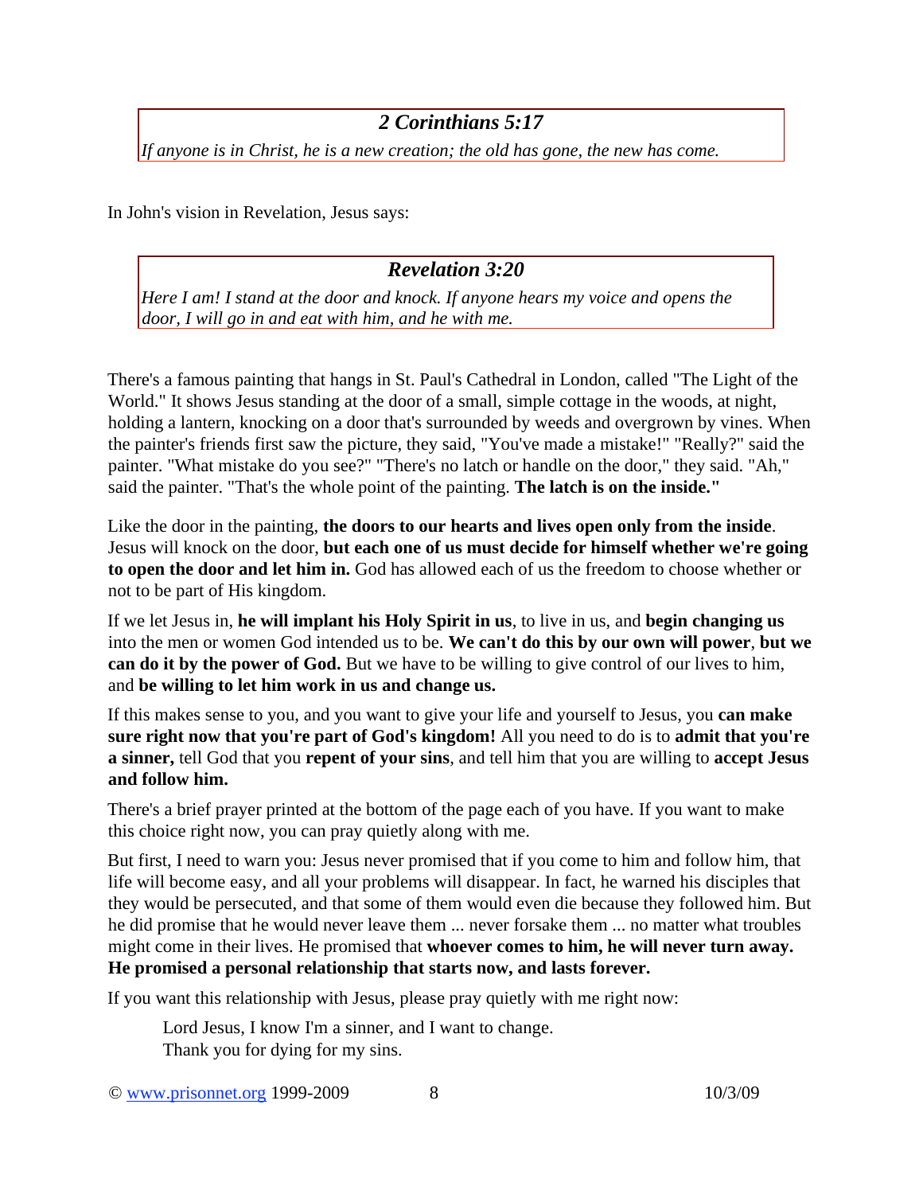### *2 Corinthians 5:17*

*If anyone is in Christ, he is a new creation; the old has gone, the new has come.*

In John's vision in Revelation, Jesus says:

### *Revelation 3:20*

*Here I am! I stand at the door and knock. If anyone hears my voice and opens the door, I will go in and eat with him, and he with me.*

There's a famous painting that hangs in St. Paul's Cathedral in London, called "The Light of the World." It shows Jesus standing at the door of a small, simple cottage in the woods, at night, holding a lantern, knocking on a door that's surrounded by weeds and overgrown by vines. When the painter's friends first saw the picture, they said, "You've made a mistake!" "Really?" said the painter. "What mistake do you see?" "There's no latch or handle on the door," they said. "Ah," said the painter. "That's the whole point of the painting. **The latch is on the inside."**

Like the door in the painting, **the doors to our hearts and lives open only from the inside**. Jesus will knock on the door, **but each one of us must decide for himself whether we're going to open the door and let him in.** God has allowed each of us the freedom to choose whether or not to be part of His kingdom.

If we let Jesus in, **he will implant his Holy Spirit in us**, to live in us, and **begin changing us** into the men or women God intended us to be. **We can't do this by our own will power**, **but we can do it by the power of God.** But we have to be willing to give control of our lives to him, and **be willing to let him work in us and change us.**

If this makes sense to you, and you want to give your life and yourself to Jesus, you **can make sure right now that you're part of God's kingdom!** All you need to do is to **admit that you're a sinner,** tell God that you **repent of your sins**, and tell him that you are willing to **accept Jesus and follow him.**

There's a brief prayer printed at the bottom of the page each of you have. If you want to make this choice right now, you can pray quietly along with me.

But first, I need to warn you: Jesus never promised that if you come to him and follow him, that life will become easy, and all your problems will disappear. In fact, he warned his disciples that they would be persecuted, and that some of them would even die because they followed him. But he did promise that he would never leave them ... never forsake them ... no matter what troubles might come in their lives. He promised that **whoever comes to him, he will never turn away. He promised a personal relationship that starts now, and lasts forever.**

If you want this relationship with Jesus, please pray quietly with me right now:

> Lord Jesus, I know I'm a sinner, and I want to change.
> Thank you for dying for my sins.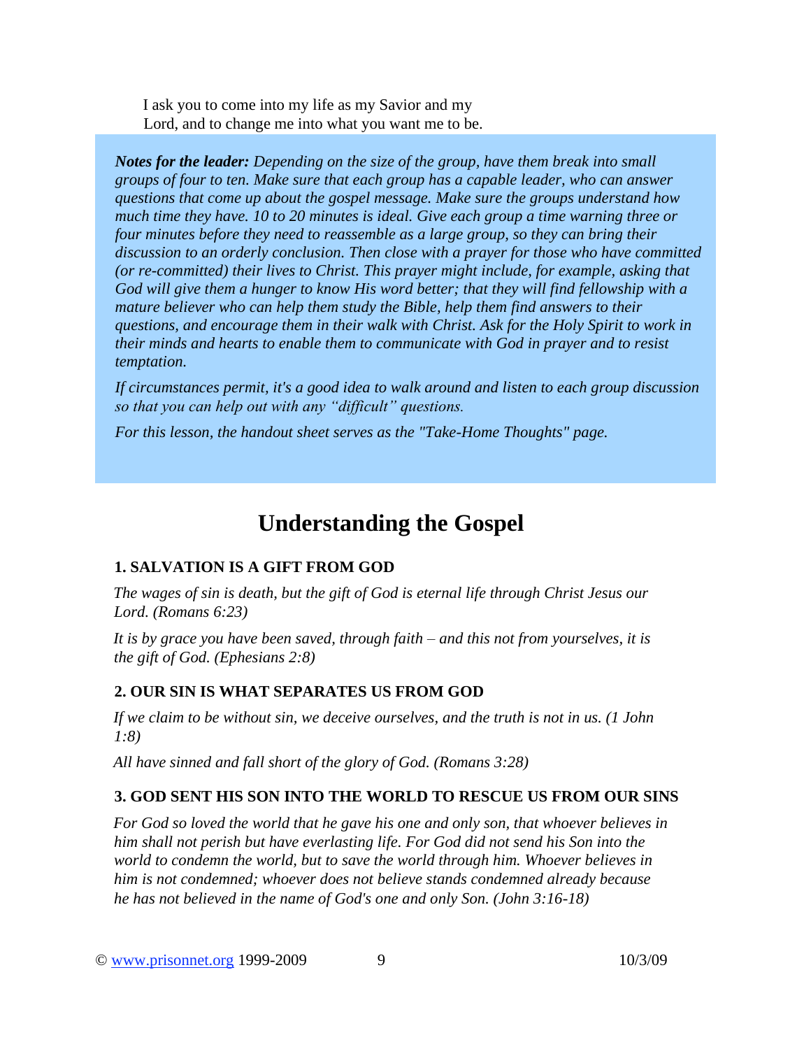I ask you to come into my life as my Savior and my Lord, and to change me into what you want me to be.

***Notes for the leader:*** *Depending on the size of the group, have them break into small groups of four to ten. Make sure that each group has a capable leader, who can answer questions that come up about the gospel message. Make sure the groups understand how much time they have. 10 to 20 minutes is ideal. Give each group a time warning three or four minutes before they need to reassemble as a large group, so they can bring their discussion to an orderly conclusion. Then close with a prayer for those who have committed (or re-committed) their lives to Christ. This prayer might include, for example, asking that God will give them a hunger to know His word better; that they will find fellowship with a mature believer who can help them study the Bible, help them find answers to their questions, and encourage them in their walk with Christ. Ask for the Holy Spirit to work in their minds and hearts to enable them to communicate with God in prayer and to resist temptation.*

*If circumstances permit, it's a good idea to walk around and listen to each group discussion so that you can help out with any "difficult" questions.*

*For this lesson, the handout sheet serves as the "Take-Home Thoughts" page.*

# Understanding the Gospel

### 1. SALVATION IS A GIFT FROM GOD

*The wages of sin is death, but the gift of God is eternal life through Christ Jesus our Lord. (Romans 6:23)*

*It is by grace you have been saved, through faith – and this not from yourselves, it is the gift of God. (Ephesians 2:8)*

### 2. OUR SIN IS WHAT SEPARATES US FROM GOD

*If we claim to be without sin, we deceive ourselves, and the truth is not in us. (1 John 1:8)*

*All have sinned and fall short of the glory of God. (Romans 3:28)*

### 3. GOD SENT HIS SON INTO THE WORLD TO RESCUE US FROM OUR SINS

*For God so loved the world that he gave his one and only son, that whoever believes in him shall not perish but have everlasting life. For God did not send his Son into the world to condemn the world, but to save the world through him. Whoever believes in him is not condemned; whoever does not believe stands condemned already because he has not believed in the name of God's one and only Son. (John 3:16-18)*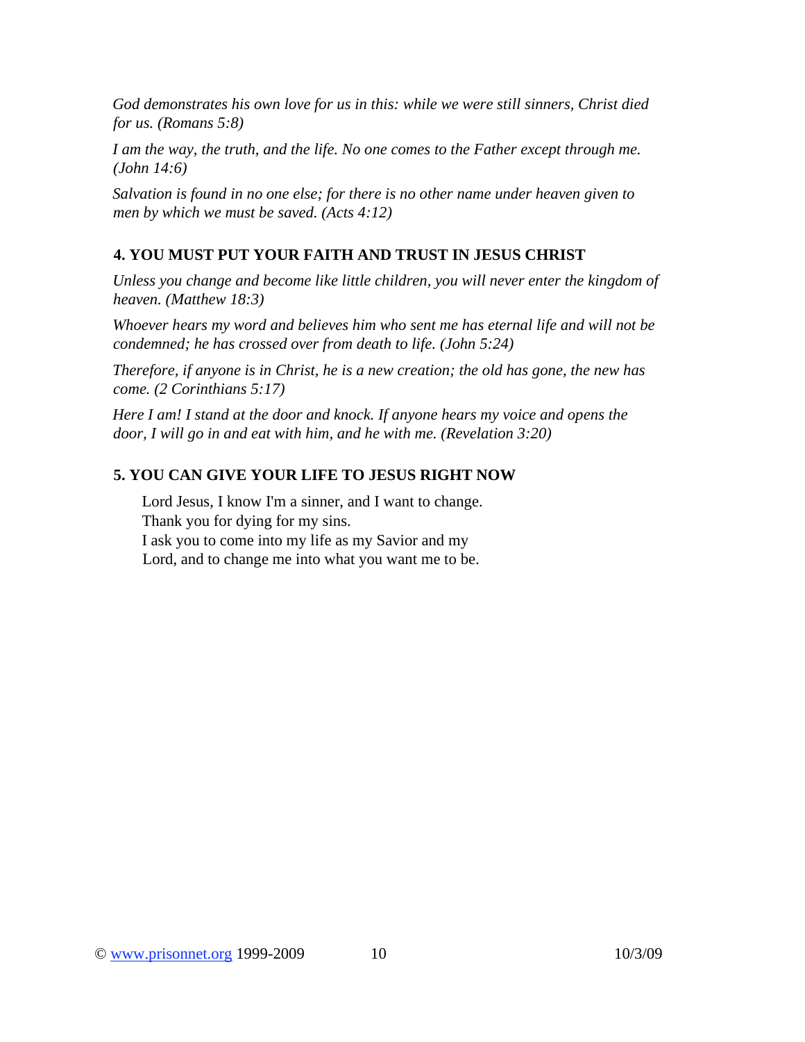*God demonstrates his own love for us in this: while we were still sinners, Christ died for us. (Romans 5:8)*

*I am the way, the truth, and the life. No one comes to the Father except through me. (John 14:6)*

*Salvation is found in no one else; for there is no other name under heaven given to men by which we must be saved. (Acts 4:12)*

### 4. YOU MUST PUT YOUR FAITH AND TRUST IN JESUS CHRIST

*Unless you change and become like little children, you will never enter the kingdom of heaven. (Matthew 18:3)*

*Whoever hears my word and believes him who sent me has eternal life and will not be condemned; he has crossed over from death to life. (John 5:24)*

*Therefore, if anyone is in Christ, he is a new creation; the old has gone, the new has come. (2 Corinthians 5:17)*

*Here I am! I stand at the door and knock. If anyone hears my voice and opens the door, I will go in and eat with him, and he with me. (Revelation 3:20)*

### 5. YOU CAN GIVE YOUR LIFE TO JESUS RIGHT NOW

> Lord Jesus, I know I'm a sinner, and I want to change.
> Thank you for dying for my sins.
> I ask you to come into my life as my Savior and my
> Lord, and to change me into what you want me to be.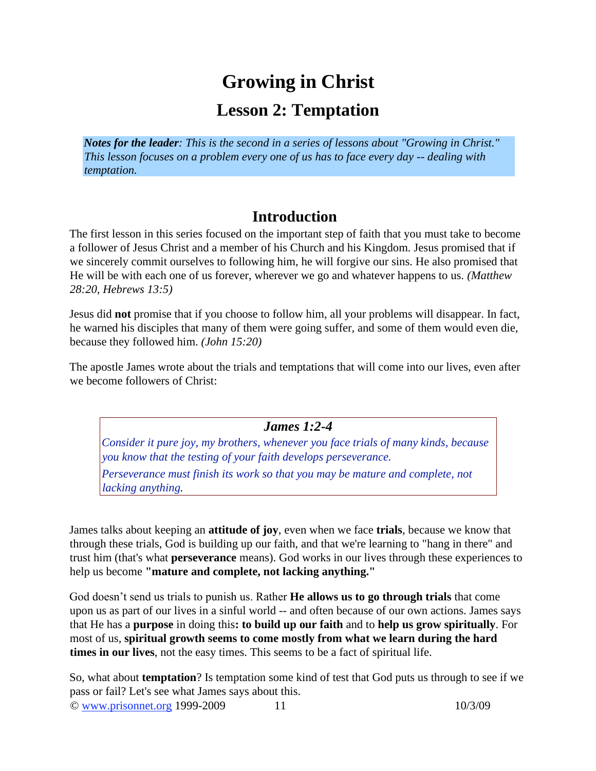# Growing in Christ

## Lesson 2: Temptation

***Notes for the leader**: This is the second in a series of lessons about "Growing in Christ." This lesson focuses on a problem every one of us has to face every day -- dealing with temptation.*

## Introduction

The first lesson in this series focused on the important step of faith that you must take to become a follower of Jesus Christ and a member of his Church and his Kingdom. Jesus promised that if we sincerely commit ourselves to following him, he will forgive our sins. He also promised that He will be with each one of us forever, wherever we go and whatever happens to us. *(Matthew 28:20, Hebrews 13:5)*

Jesus did **not** promise that if you choose to follow him, all your problems will disappear. In fact, he warned his disciples that many of them were going suffer, and some of them would even die, because they followed him. *(John 15:20)*

The apostle James wrote about the trials and temptations that will come into our lives, even after we become followers of Christ:

> ***James 1:2-4***
>
> *Consider it pure joy, my brothers, whenever you face trials of many kinds, because you know that the testing of your faith develops perseverance.*
>
> *Perseverance must finish its work so that you may be mature and complete, not lacking anything.*

James talks about keeping an **attitude of joy**, even when we face **trials**, because we know that through these trials, God is building up our faith, and that we're learning to "hang in there" and trust him (that's what **perseverance** means). God works in our lives through these experiences to help us become **"mature and complete, not lacking anything."**

God doesn't send us trials to punish us. Rather **He allows us to go through trials** that come upon us as part of our lives in a sinful world -- and often because of our own actions. James says that He has a **purpose** in doing this**: to build up our faith** and to **help us grow spiritually**. For most of us, **spiritual growth seems to come mostly from what we learn during the hard times in our lives**, not the easy times. This seems to be a fact of spiritual life.

So, what about **temptation**? Is temptation some kind of test that God puts us through to see if we pass or fail? Let's see what James says about this.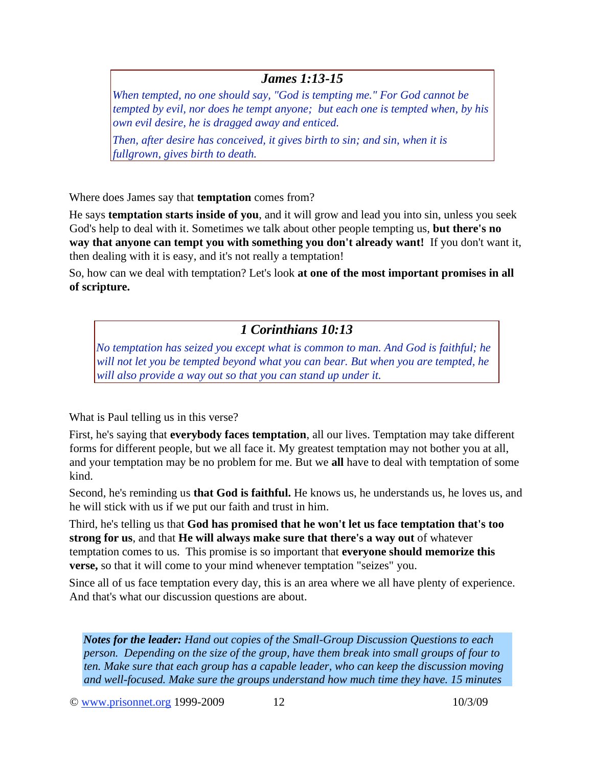### *James 1:13-15*

*When tempted, no one should say, "God is tempting me." For God cannot be tempted by evil, nor does he tempt anyone; but each one is tempted when, by his own evil desire, he is dragged away and enticed.*

*Then, after desire has conceived, it gives birth to sin; and sin, when it is fullgrown, gives birth to death.*

Where does James say that **temptation** comes from?

He says **temptation starts inside of you**, and it will grow and lead you into sin, unless you seek God's help to deal with it. Sometimes we talk about other people tempting us, **but there's no way that anyone can tempt you with something you don't already want!** If you don't want it, then dealing with it is easy, and it's not really a temptation!

So, how can we deal with temptation? Let's look **at one of the most important promises in all of scripture.**

### *1 Corinthians 10:13*

*No temptation has seized you except what is common to man. And God is faithful; he will not let you be tempted beyond what you can bear. But when you are tempted, he will also provide a way out so that you can stand up under it.*

What is Paul telling us in this verse?

First, he's saying that **everybody faces temptation**, all our lives. Temptation may take different forms for different people, but we all face it. My greatest temptation may not bother you at all, and your temptation may be no problem for me. But we **all** have to deal with temptation of some kind.

Second, he's reminding us **that God is faithful.** He knows us, he understands us, he loves us, and he will stick with us if we put our faith and trust in him.

Third, he's telling us that **God has promised that he won't let us face temptation that's too strong for us**, and that **He will always make sure that there's a way out** of whatever temptation comes to us. This promise is so important that **everyone should memorize this verse,** so that it will come to your mind whenever temptation "seizes" you.

Since all of us face temptation every day, this is an area where we all have plenty of experience. And that's what our discussion questions are about.

***Notes for the leader:*** *Hand out copies of the Small-Group Discussion Questions to each person. Depending on the size of the group, have them break into small groups of four to ten. Make sure that each group has a capable leader, who can keep the discussion moving and well-focused. Make sure the groups understand how much time they have. 15 minutes*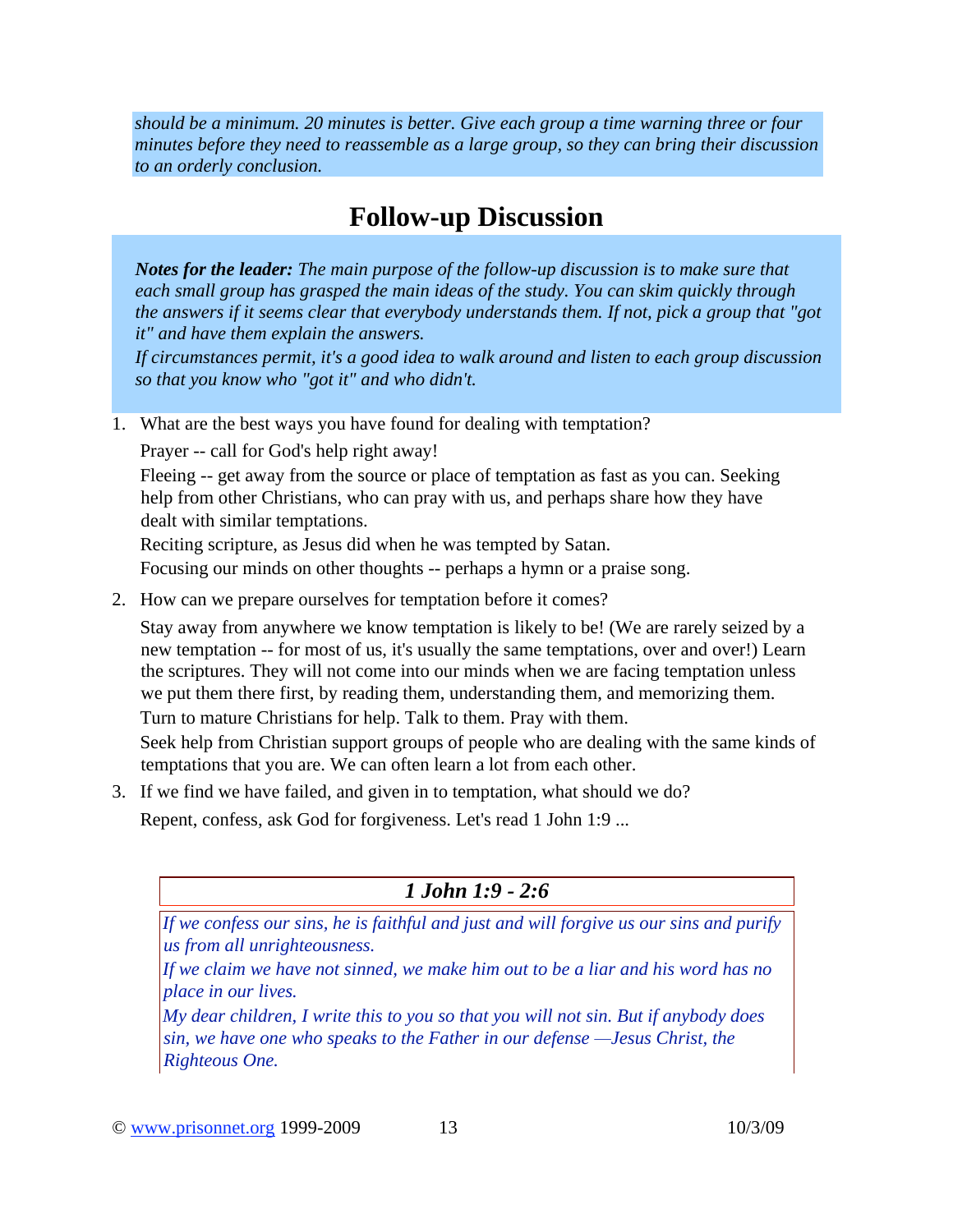*should be a minimum. 20 minutes is better. Give each group a time warning three or four minutes before they need to reassemble as a large group, so they can bring their discussion to an orderly conclusion.*

## Follow-up Discussion

***Notes for the leader:*** *The main purpose of the follow-up discussion is to make sure that each small group has grasped the main ideas of the study. You can skim quickly through the answers if it seems clear that everybody understands them. If not, pick a group that "got it" and have them explain the answers.*

*If circumstances permit, it's a good idea to walk around and listen to each group discussion so that you know who "got it" and who didn't.*

1. What are the best ways you have found for dealing with temptation?

   Prayer -- call for God's help right away!

   Fleeing -- get away from the source or place of temptation as fast as you can. Seeking help from other Christians, who can pray with us, and perhaps share how they have dealt with similar temptations.

   Reciting scripture, as Jesus did when he was tempted by Satan.

   Focusing our minds on other thoughts -- perhaps a hymn or a praise song.

2. How can we prepare ourselves for temptation before it comes?

   Stay away from anywhere we know temptation is likely to be! (We are rarely seized by a new temptation -- for most of us, it's usually the same temptations, over and over!) Learn the scriptures. They will not come into our minds when we are facing temptation unless we put them there first, by reading them, understanding them, and memorizing them.

   Turn to mature Christians for help. Talk to them. Pray with them.

   Seek help from Christian support groups of people who are dealing with the same kinds of temptations that you are. We can often learn a lot from each other.

3. If we find we have failed, and given in to temptation, what should we do?

   Repent, confess, ask God for forgiveness. Let's read 1 John 1:9 ...

### *1 John 1:9 - 2:6*

*If we confess our sins, he is faithful and just and will forgive us our sins and purify us from all unrighteousness.*

*If we claim we have not sinned, we make him out to be a liar and his word has no place in our lives.*

*My dear children, I write this to you so that you will not sin. But if anybody does sin, we have one who speaks to the Father in our defense —Jesus Christ, the Righteous One.*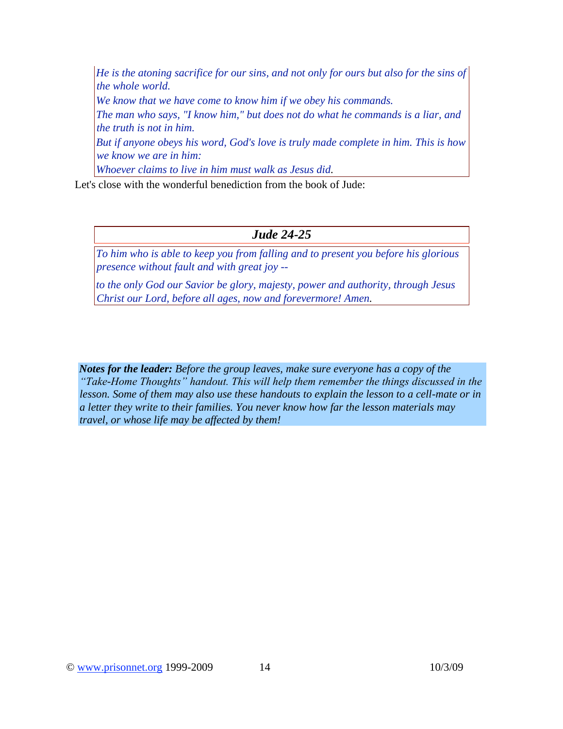*He is the atoning sacrifice for our sins, and not only for ours but also for the sins of the whole world.*

*We know that we have come to know him if we obey his commands.*

*The man who says, "I know him," but does not do what he commands is a liar, and the truth is not in him.*

*But if anyone obeys his word, God's love is truly made complete in him. This is how we know we are in him:*

*Whoever claims to live in him must walk as Jesus did.*

Let's close with the wonderful benediction from the book of Jude:

### *Jude 24-25*

*To him who is able to keep you from falling and to present you before his glorious presence without fault and with great joy --*

*to the only God our Savior be glory, majesty, power and authority, through Jesus Christ our Lord, before all ages, now and forevermore! Amen.*

***Notes for the leader:*** *Before the group leaves, make sure everyone has a copy of the "Take-Home Thoughts" handout. This will help them remember the things discussed in the lesson. Some of them may also use these handouts to explain the lesson to a cell-mate or in a letter they write to their families. You never know how far the lesson materials may travel, or whose life may be affected by them!*

© www.prisonnet.org 1999-2009 10/3/09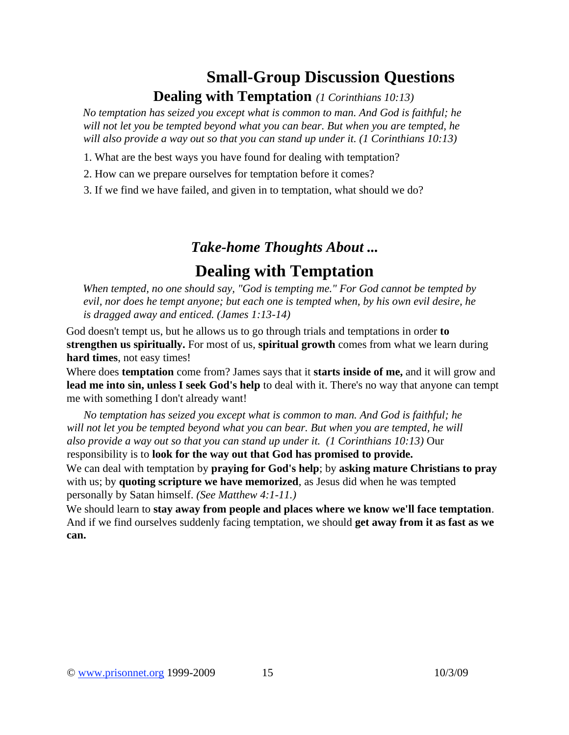# Small-Group Discussion Questions

## Dealing with Temptation *(1 Corinthians 10:13)*

*No temptation has seized you except what is common to man. And God is faithful; he will not let you be tempted beyond what you can bear. But when you are tempted, he will also provide a way out so that you can stand up under it. (1 Corinthians 10:13)*

1. What are the best ways you have found for dealing with temptation?
2. How can we prepare ourselves for temptation before it comes?
3. If we find we have failed, and given in to temptation, what should we do?

### *Take-home Thoughts About ...*

## Dealing with Temptation

*When tempted, no one should say, "God is tempting me." For God cannot be tempted by evil, nor does he tempt anyone; but each one is tempted when, by his own evil desire, he is dragged away and enticed. (James 1:13-14)*

God doesn't tempt us, but he allows us to go through trials and temptations in order **to strengthen us spiritually.** For most of us, **spiritual growth** comes from what we learn during **hard times**, not easy times!

Where does **temptation** come from? James says that it **starts inside of me,** and it will grow and **lead me into sin, unless I seek God's help** to deal with it. There's no way that anyone can tempt me with something I don't already want!

*No temptation has seized you except what is common to man. And God is faithful; he will not let you be tempted beyond what you can bear. But when you are tempted, he will also provide a way out so that you can stand up under it. (1 Corinthians 10:13)* Our responsibility is to **look for the way out that God has promised to provide.**

We can deal with temptation by **praying for God's help**; by **asking mature Christians to pray** with us; by **quoting scripture we have memorized**, as Jesus did when he was tempted personally by Satan himself. *(See Matthew 4:1-11.)*

We should learn to **stay away from people and places where we know we'll face temptation**. And if we find ourselves suddenly facing temptation, we should **get away from it as fast as we can.**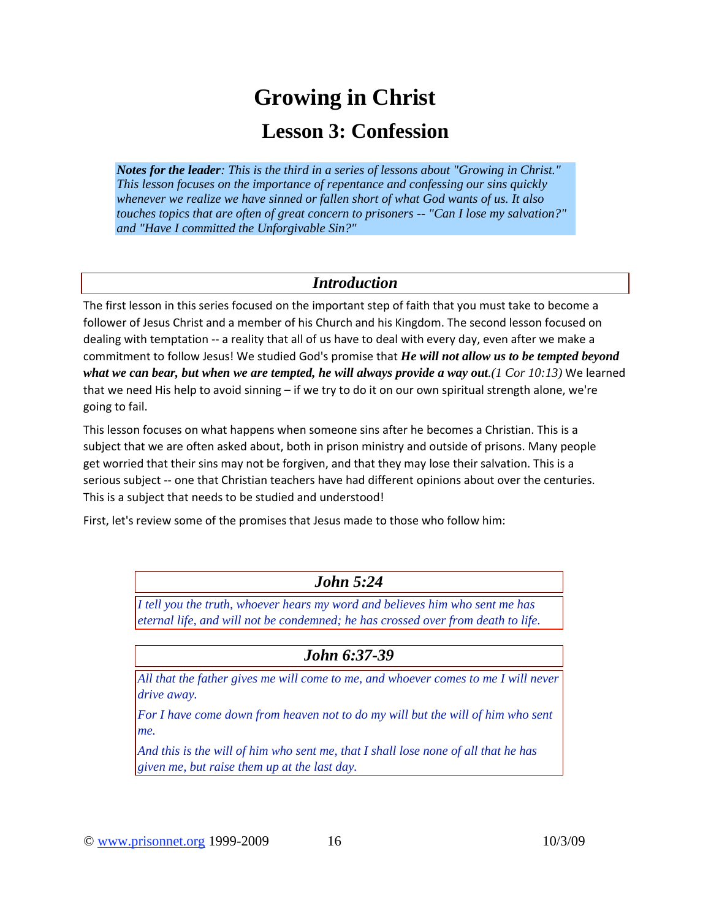# Growing in Christ

## Lesson 3: Confession

***Notes for the leader**: This is the third in a series of lessons about "Growing in Christ." This lesson focuses on the importance of repentance and confessing our sins quickly whenever we realize we have sinned or fallen short of what God wants of us. It also touches topics that are often of great concern to prisoners -- "Can I lose my salvation?" and "Have I committed the Unforgivable Sin?"*

### *Introduction*

The first lesson in this series focused on the important step of faith that you must take to become a follower of Jesus Christ and a member of his Church and his Kingdom. The second lesson focused on dealing with temptation -- a reality that all of us have to deal with every day, even after we make a commitment to follow Jesus! We studied God's promise that ***He will not allow us to be tempted beyond what we can bear, but when we are tempted, he will always provide a way out***.*(1 Cor 10:13)* We learned that we need His help to avoid sinning – if we try to do it on our own spiritual strength alone, we're going to fail.

This lesson focuses on what happens when someone sins after he becomes a Christian. This is a subject that we are often asked about, both in prison ministry and outside of prisons. Many people get worried that their sins may not be forgiven, and that they may lose their salvation. This is a serious subject -- one that Christian teachers have had different opinions about over the centuries. This is a subject that needs to be studied and understood!

First, let's review some of the promises that Jesus made to those who follow him:

#### *John 5:24*

*I tell you the truth, whoever hears my word and believes him who sent me has eternal life, and will not be condemned; he has crossed over from death to life.*

#### *John 6:37-39*

*All that the father gives me will come to me, and whoever comes to me I will never drive away.*

*For I have come down from heaven not to do my will but the will of him who sent me.*

*And this is the will of him who sent me, that I shall lose none of all that he has given me, but raise them up at the last day.*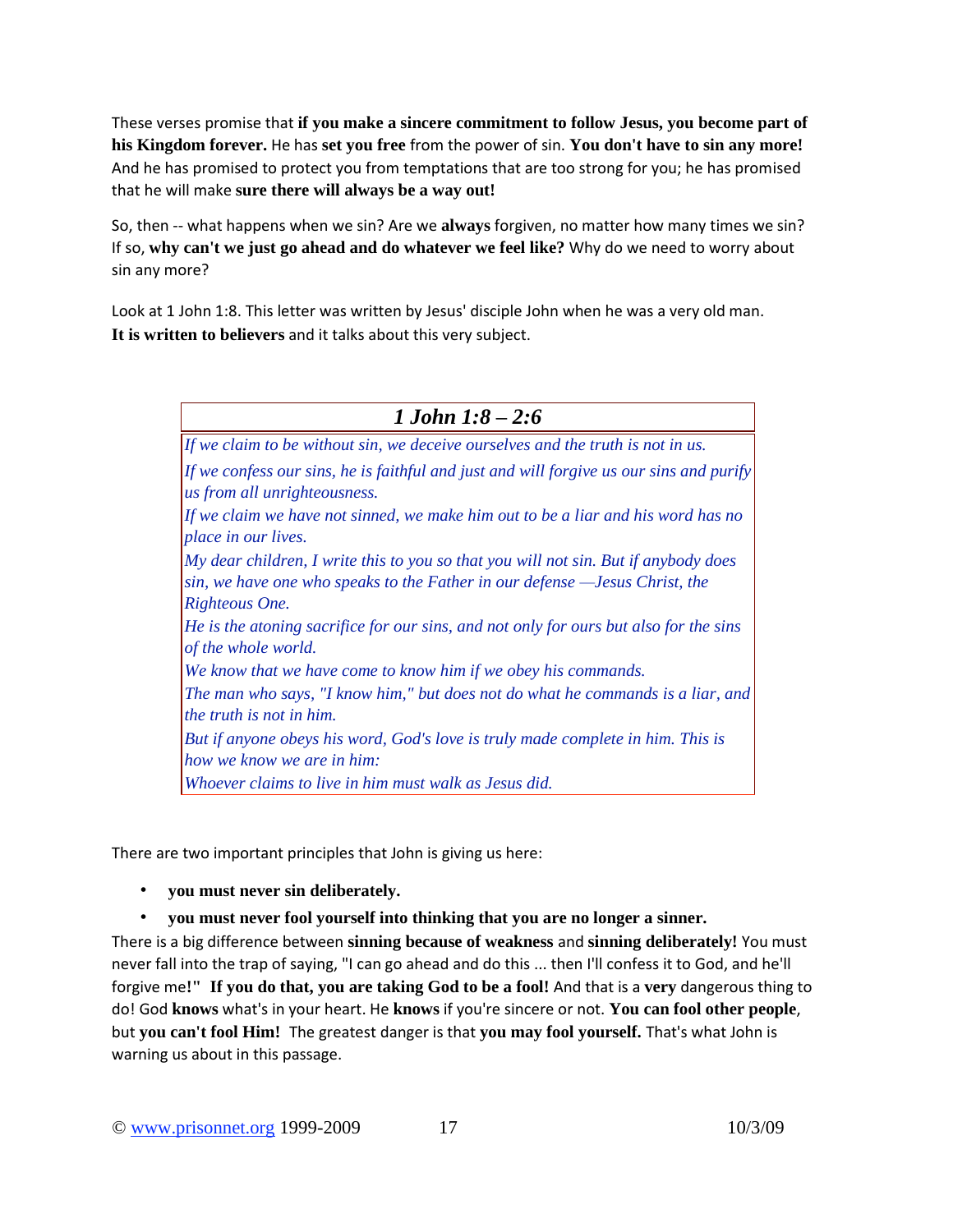These verses promise that **if you make a sincere commitment to follow Jesus, you become part of his Kingdom forever.** He has **set you free** from the power of sin. **You don't have to sin any more!** And he has promised to protect you from temptations that are too strong for you; he has promised that he will make **sure there will always be a way out!**

So, then -- what happens when we sin? Are we **always** forgiven, no matter how many times we sin? If so, **why can't we just go ahead and do whatever we feel like?** Why do we need to worry about sin any more?

Look at 1 John 1:8. This letter was written by Jesus' disciple John when he was a very old man. **It is written to believers** and it talks about this very subject.

| ***1 John 1:8 – 2:6*** |
|---|
| *If we claim to be without sin, we deceive ourselves and the truth is not in us.* |
| *If we confess our sins, he is faithful and just and will forgive us our sins and purify us from all unrighteousness.* |
| *If we claim we have not sinned, we make him out to be a liar and his word has no place in our lives.* |
| *My dear children, I write this to you so that you will not sin. But if anybody does sin, we have one who speaks to the Father in our defense —Jesus Christ, the Righteous One.* |
| *He is the atoning sacrifice for our sins, and not only for ours but also for the sins of the whole world.* |
| *We know that we have come to know him if we obey his commands.* |
| *The man who says, "I know him," but does not do what he commands is a liar, and the truth is not in him.* |
| *But if anyone obeys his word, God's love is truly made complete in him. This is how we know we are in him:* |
| *Whoever claims to live in him must walk as Jesus did.* |

There are two important principles that John is giving us here:

- **you must never sin deliberately.**
- **you must never fool yourself into thinking that you are no longer a sinner.**

There is a big difference between **sinning because of weakness** and **sinning deliberately!** You must never fall into the trap of saying, "I can go ahead and do this ... then I'll confess it to God, and he'll forgive me**!" If you do that, you are taking God to be a fool!** And that is a **very** dangerous thing to do! God **knows** what's in your heart. He **knows** if you're sincere or not. **You can fool other people**, but **you can't fool Him!** The greatest danger is that **you may fool yourself.** That's what John is warning us about in this passage.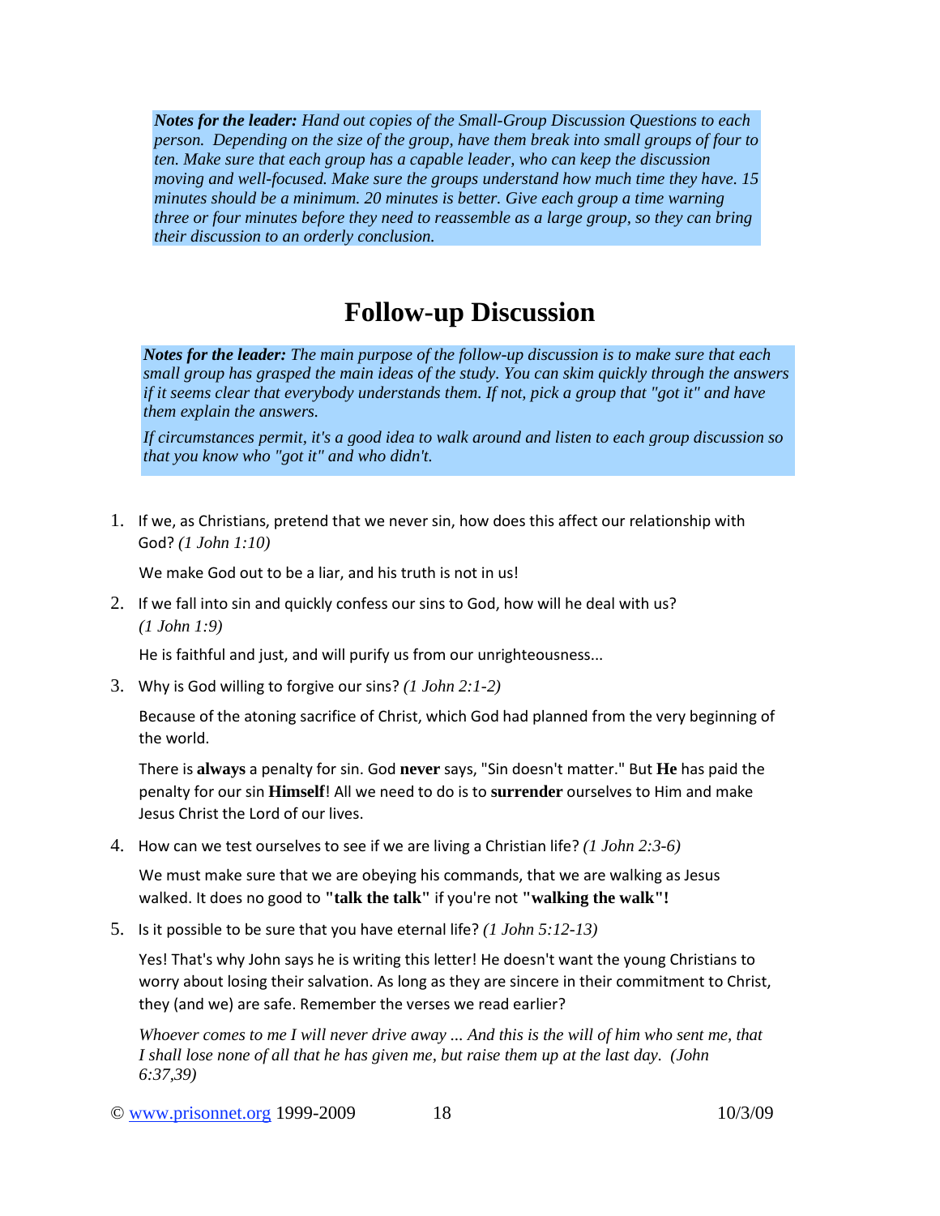***Notes for the leader:*** *Hand out copies of the Small-Group Discussion Questions to each person. Depending on the size of the group, have them break into small groups of four to ten. Make sure that each group has a capable leader, who can keep the discussion moving and well-focused. Make sure the groups understand how much time they have. 15 minutes should be a minimum. 20 minutes is better. Give each group a time warning three or four minutes before they need to reassemble as a large group, so they can bring their discussion to an orderly conclusion.*

# Follow-up Discussion

***Notes for the leader:*** *The main purpose of the follow-up discussion is to make sure that each small group has grasped the main ideas of the study. You can skim quickly through the answers if it seems clear that everybody understands them. If not, pick a group that "got it" and have them explain the answers.*

*If circumstances permit, it's a good idea to walk around and listen to each group discussion so that you know who "got it" and who didn't.*

1. If we, as Christians, pretend that we never sin, how does this affect our relationship with God? *(1 John 1:10)*

   We make God out to be a liar, and his truth is not in us!

2. If we fall into sin and quickly confess our sins to God, how will he deal with us? *(1 John 1:9)*

   He is faithful and just, and will purify us from our unrighteousness...

3. Why is God willing to forgive our sins? *(1 John 2:1-2)*

   Because of the atoning sacrifice of Christ, which God had planned from the very beginning of the world.

   There is **always** a penalty for sin. God **never** says, "Sin doesn't matter." But **He** has paid the penalty for our sin **Himself**! All we need to do is to **surrender** ourselves to Him and make Jesus Christ the Lord of our lives.

4. How can we test ourselves to see if we are living a Christian life? *(1 John 2:3-6)*

   We must make sure that we are obeying his commands, that we are walking as Jesus walked. It does no good to **"talk the talk"** if you're not **"walking the walk"!**

5. Is it possible to be sure that you have eternal life? *(1 John 5:12-13)*

   Yes! That's why John says he is writing this letter! He doesn't want the young Christians to worry about losing their salvation. As long as they are sincere in their commitment to Christ, they (and we) are safe. Remember the verses we read earlier?

   *Whoever comes to me I will never drive away ... And this is the will of him who sent me, that I shall lose none of all that he has given me, but raise them up at the last day. (John 6:37,39)*

© www.prisonnet.org 1999-2009 10/3/09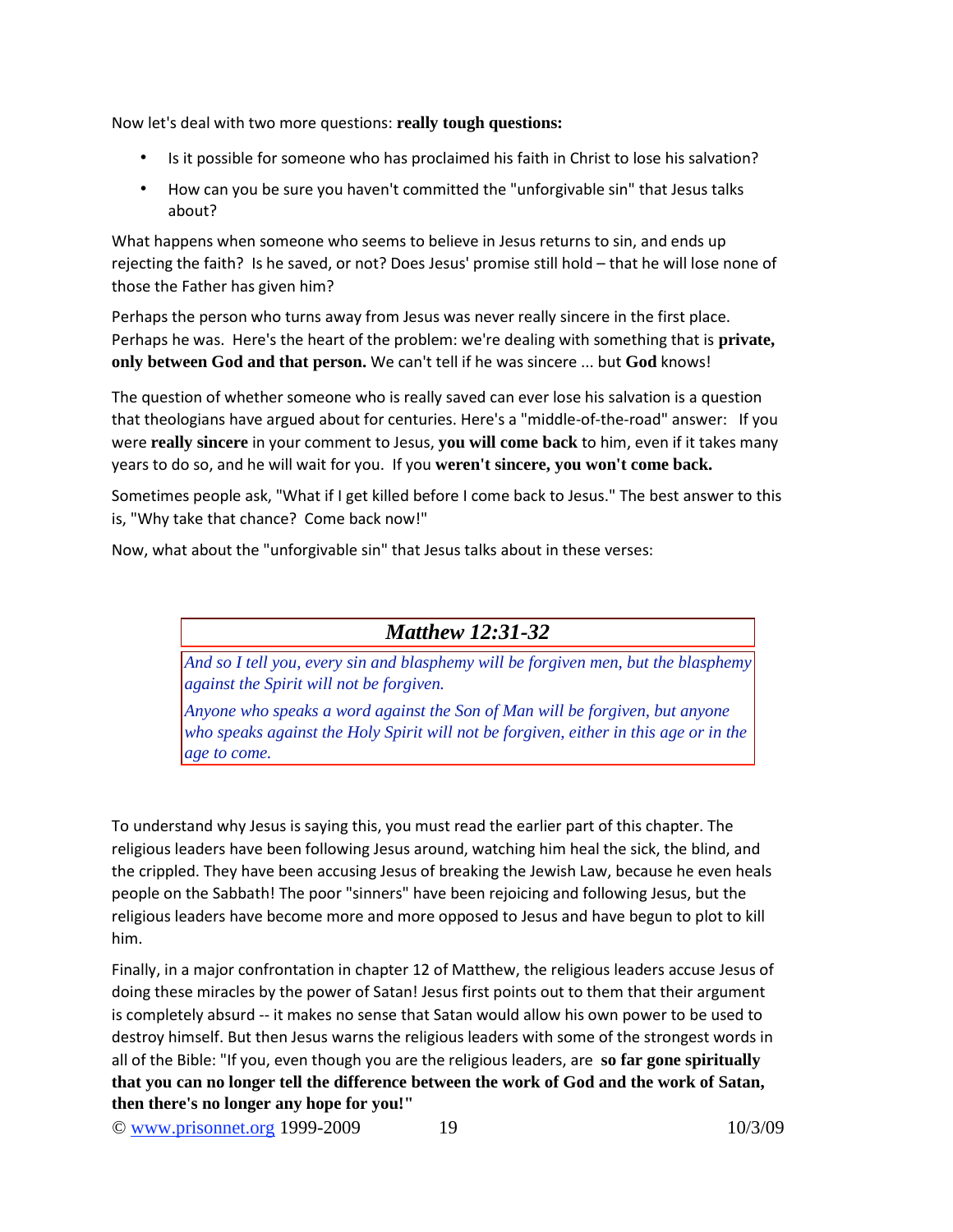Now let's deal with two more questions: **really tough questions:**

- Is it possible for someone who has proclaimed his faith in Christ to lose his salvation?
- How can you be sure you haven't committed the "unforgivable sin" that Jesus talks about?

What happens when someone who seems to believe in Jesus returns to sin, and ends up rejecting the faith? Is he saved, or not? Does Jesus' promise still hold – that he will lose none of those the Father has given him?

Perhaps the person who turns away from Jesus was never really sincere in the first place. Perhaps he was. Here's the heart of the problem: we're dealing with something that is **private, only between God and that person.** We can't tell if he was sincere ... but **God** knows!

The question of whether someone who is really saved can ever lose his salvation is a question that theologians have argued about for centuries. Here's a "middle-of-the-road" answer: If you were **really sincere** in your comment to Jesus, **you will come back** to him, even if it takes many years to do so, and he will wait for you. If you **weren't sincere, you won't come back.**

Sometimes people ask, "What if I get killed before I come back to Jesus." The best answer to this is, "Why take that chance? Come back now!"

Now, what about the "unforgivable sin" that Jesus talks about in these verses:

> ***Matthew 12:31-32***
>
> *And so I tell you, every sin and blasphemy will be forgiven men, but the blasphemy against the Spirit will not be forgiven.*
>
> *Anyone who speaks a word against the Son of Man will be forgiven, but anyone who speaks against the Holy Spirit will not be forgiven, either in this age or in the age to come.*

To understand why Jesus is saying this, you must read the earlier part of this chapter. The religious leaders have been following Jesus around, watching him heal the sick, the blind, and the crippled. They have been accusing Jesus of breaking the Jewish Law, because he even heals people on the Sabbath! The poor "sinners" have been rejoicing and following Jesus, but the religious leaders have become more and more opposed to Jesus and have begun to plot to kill him.

Finally, in a major confrontation in chapter 12 of Matthew, the religious leaders accuse Jesus of doing these miracles by the power of Satan! Jesus first points out to them that their argument is completely absurd -- it makes no sense that Satan would allow his own power to be used to destroy himself. But then Jesus warns the religious leaders with some of the strongest words in all of the Bible: "If you, even though you are the religious leaders, are **so far gone spiritually that you can no longer tell the difference between the work of God and the work of Satan, then there's no longer any hope for you!"**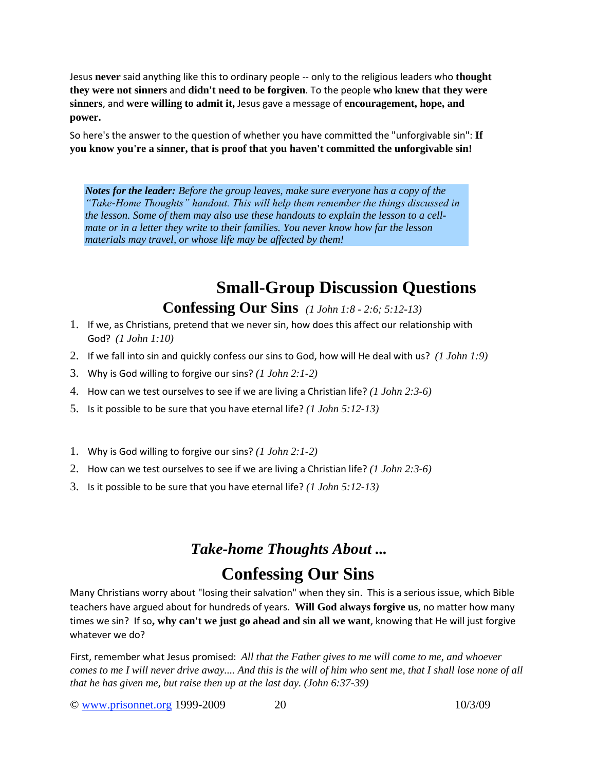Jesus **never** said anything like this to ordinary people -- only to the religious leaders who **thought they were not sinners** and **didn't need to be forgiven**. To the people **who knew that they were sinners**, and **were willing to admit it,** Jesus gave a message of **encouragement, hope, and power.**

So here's the answer to the question of whether you have committed the "unforgivable sin": **If you know you're a sinner, that is proof that you haven't committed the unforgivable sin!**

> ***Notes for the leader:*** *Before the group leaves, make sure everyone has a copy of the "Take-Home Thoughts" handout. This will help them remember the things discussed in the lesson. Some of them may also use these handouts to explain the lesson to a cell-mate or in a letter they write to their families. You never know how far the lesson materials may travel, or whose life may be affected by them!*

# Small-Group Discussion Questions

## Confessing Our Sins *(1 John 1:8 - 2:6; 5:12-13)*

1. If we, as Christians, pretend that we never sin, how does this affect our relationship with God? *(1 John 1:10)*
2. If we fall into sin and quickly confess our sins to God, how will He deal with us? *(1 John 1:9)*
3. Why is God willing to forgive our sins? *(1 John 2:1-2)*
4. How can we test ourselves to see if we are living a Christian life? *(1 John 2:3-6)*
5. Is it possible to be sure that you have eternal life? *(1 John 5:12-13)*

<!-- -->

1. Why is God willing to forgive our sins? *(1 John 2:1-2)*
2. How can we test ourselves to see if we are living a Christian life? *(1 John 2:3-6)*
3. Is it possible to be sure that you have eternal life? *(1 John 5:12-13)*

### *Take-home Thoughts About ...*

# Confessing Our Sins

Many Christians worry about "losing their salvation" when they sin. This is a serious issue, which Bible teachers have argued about for hundreds of years. **Will God always forgive us**, no matter how many times we sin? If so**, why can't we just go ahead and sin all we want**, knowing that He will just forgive whatever we do?

First, remember what Jesus promised: *All that the Father gives to me will come to me, and whoever comes to me I will never drive away.... And this is the will of him who sent me, that I shall lose none of all that he has given me, but raise then up at the last day. (John 6:37-39)*

© www.prisonnet.org 1999-2009 10/3/09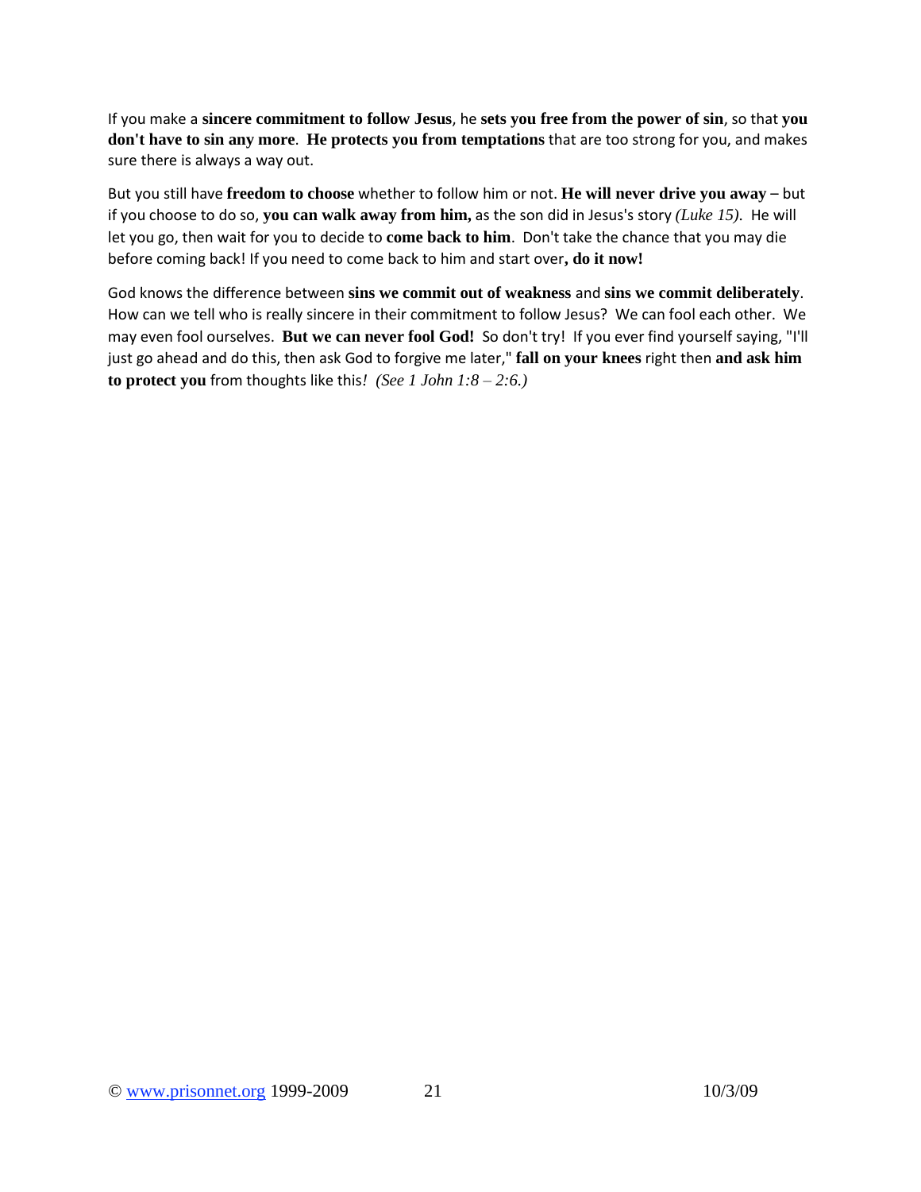If you make a **sincere commitment to follow Jesus**, he **sets you free from the power of sin**, so that **you don't have to sin any more**. **He protects you from temptations** that are too strong for you, and makes sure there is always a way out.

But you still have **freedom to choose** whether to follow him or not. **He will never drive you away** – but if you choose to do so, **you can walk away from him,** as the son did in Jesus's story *(Luke 15)*. He will let you go, then wait for you to decide to **come back to him**. Don't take the chance that you may die before coming back! If you need to come back to him and start over**, do it now!**

God knows the difference between **sins we commit out of weakness** and **sins we commit deliberately**. How can we tell who is really sincere in their commitment to follow Jesus? We can fool each other. We may even fool ourselves. **But we can never fool God!** So don't try! If you ever find yourself saying, "I'll just go ahead and do this, then ask God to forgive me later," **fall on your knees** right then **and ask him to protect you** from thoughts like this*! (See 1 John 1:8 – 2:6.)*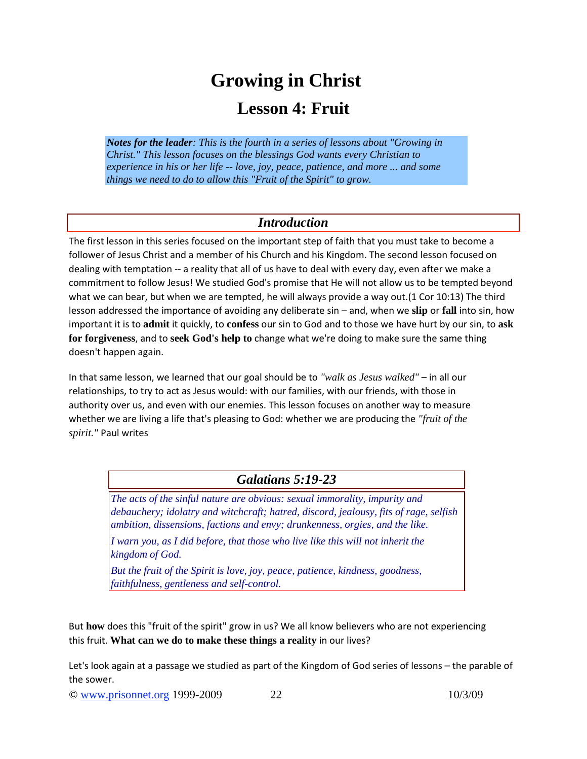# Growing in Christ

## Lesson 4: Fruit

***Notes for the leader**: This is the fourth in a series of lessons about "Growing in Christ." This lesson focuses on the blessings God wants every Christian to experience in his or her life -- love, joy, peace, patience, and more ... and some things we need to do to allow this "Fruit of the Spirit" to grow.*

### *Introduction*

The first lesson in this series focused on the important step of faith that you must take to become a follower of Jesus Christ and a member of his Church and his Kingdom. The second lesson focused on dealing with temptation -- a reality that all of us have to deal with every day, even after we make a commitment to follow Jesus! We studied God's promise that He will not allow us to be tempted beyond what we can bear, but when we are tempted, he will always provide a way out.(1 Cor 10:13) The third lesson addressed the importance of avoiding any deliberate sin – and, when we **slip** or **fall** into sin, how important it is to **admit** it quickly, to **confess** our sin to God and to those we have hurt by our sin, to **ask for forgiveness**, and to **seek God's help to** change what we're doing to make sure the same thing doesn't happen again.

In that same lesson, we learned that our goal should be to *"walk as Jesus walked"* – in all our relationships, to try to act as Jesus would: with our families, with our friends, with those in authority over us, and even with our enemies. This lesson focuses on another way to measure whether we are living a life that's pleasing to God: whether we are producing the *"fruit of the spirit."* Paul writes

### *Galatians 5:19-23*

*The acts of the sinful nature are obvious: sexual immorality, impurity and debauchery; idolatry and witchcraft; hatred, discord, jealousy, fits of rage, selfish ambition, dissensions, factions and envy; drunkenness, orgies, and the like.*

*I warn you, as I did before, that those who live like this will not inherit the kingdom of God.*

*But the fruit of the Spirit is love, joy, peace, patience, kindness, goodness, faithfulness, gentleness and self-control.*

But **how** does this "fruit of the spirit" grow in us? We all know believers who are not experiencing this fruit. **What can we do to make these things a reality** in our lives?

Let's look again at a passage we studied as part of the Kingdom of God series of lessons – the parable of the sower.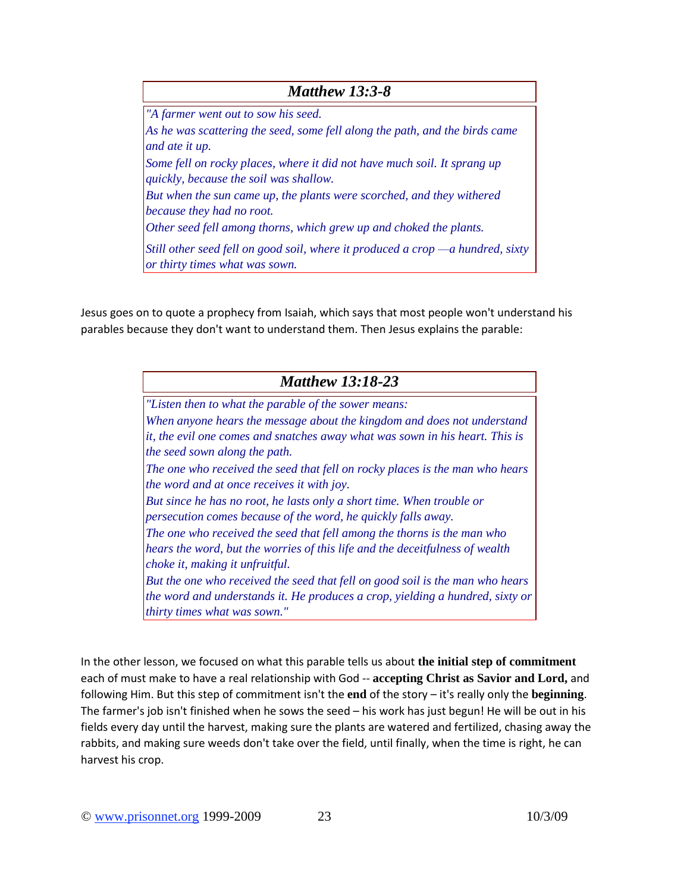| ***Matthew 13:3-8*** |
| --- |
| *"A farmer went out to sow his seed.* |
| *As he was scattering the seed, some fell along the path, and the birds came and ate it up.* |
| *Some fell on rocky places, where it did not have much soil. It sprang up quickly, because the soil was shallow.* |
| *But when the sun came up, the plants were scorched, and they withered because they had no root.* |
| *Other seed fell among thorns, which grew up and choked the plants.* |
| *Still other seed fell on good soil, where it produced a crop —a hundred, sixty or thirty times what was sown.* |

Jesus goes on to quote a prophecy from Isaiah, which says that most people won't understand his parables because they don't want to understand them. Then Jesus explains the parable:

| ***Matthew 13:18-23*** |
| --- |
| *"Listen then to what the parable of the sower means:* |
| *When anyone hears the message about the kingdom and does not understand it, the evil one comes and snatches away what was sown in his heart. This is the seed sown along the path.* |
| *The one who received the seed that fell on rocky places is the man who hears the word and at once receives it with joy.* |
| *But since he has no root, he lasts only a short time. When trouble or persecution comes because of the word, he quickly falls away.* |
| *The one who received the seed that fell among the thorns is the man who hears the word, but the worries of this life and the deceitfulness of wealth choke it, making it unfruitful.* |
| *But the one who received the seed that fell on good soil is the man who hears the word and understands it. He produces a crop, yielding a hundred, sixty or thirty times what was sown."* |

In the other lesson, we focused on what this parable tells us about **the initial step of commitment** each of must make to have a real relationship with God -- **accepting Christ as Savior and Lord,** and following Him. But this step of commitment isn't the **end** of the story – it's really only the **beginning**. The farmer's job isn't finished when he sows the seed – his work has just begun! He will be out in his fields every day until the harvest, making sure the plants are watered and fertilized, chasing away the rabbits, and making sure weeds don't take over the field, until finally, when the time is right, he can harvest his crop.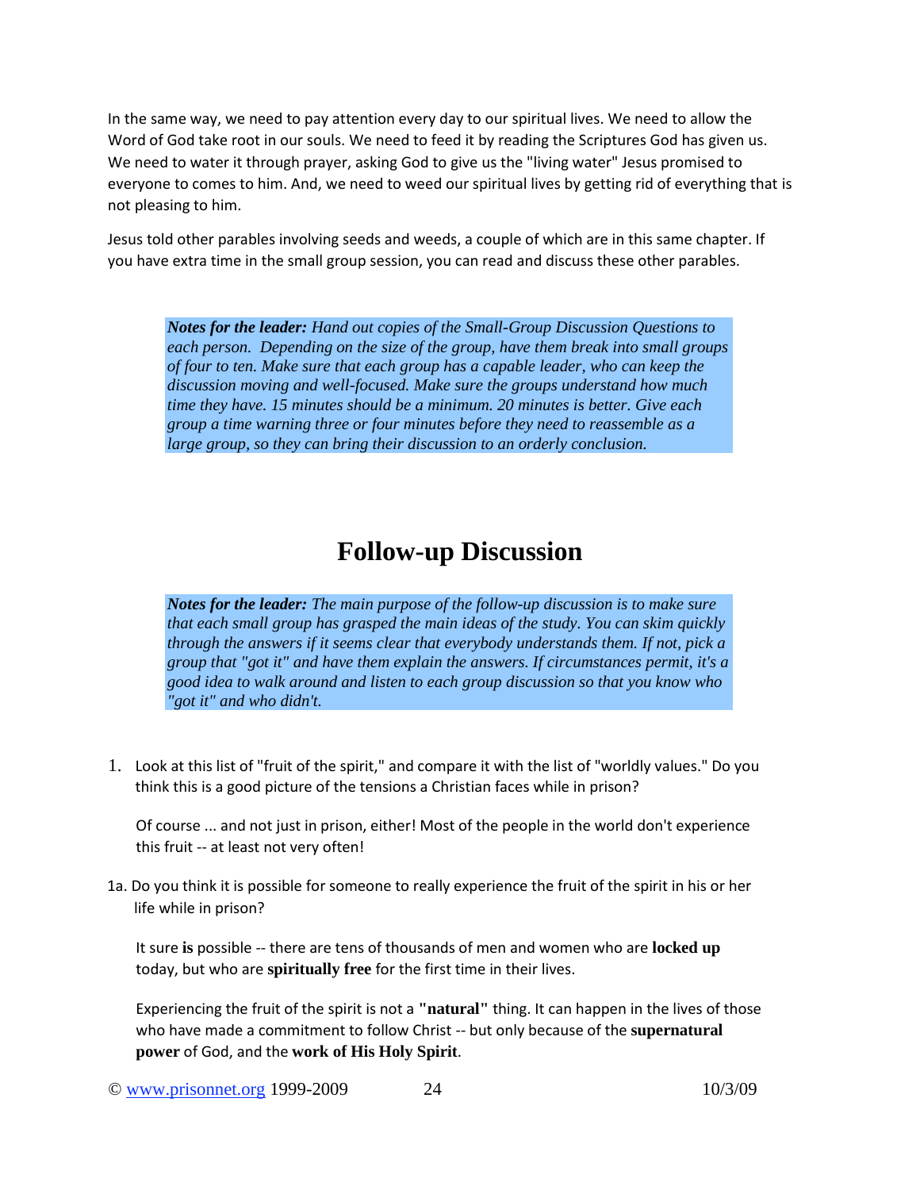In the same way, we need to pay attention every day to our spiritual lives. We need to allow the Word of God take root in our souls. We need to feed it by reading the Scriptures God has given us. We need to water it through prayer, asking God to give us the "living water" Jesus promised to everyone to comes to him. And, we need to weed our spiritual lives by getting rid of everything that is not pleasing to him.

Jesus told other parables involving seeds and weeds, a couple of which are in this same chapter. If you have extra time in the small group session, you can read and discuss these other parables.

> ***Notes for the leader:*** *Hand out copies of the Small-Group Discussion Questions to each person. Depending on the size of the group, have them break into small groups of four to ten. Make sure that each group has a capable leader, who can keep the discussion moving and well-focused. Make sure the groups understand how much time they have. 15 minutes should be a minimum. 20 minutes is better. Give each group a time warning three or four minutes before they need to reassemble as a large group, so they can bring their discussion to an orderly conclusion.*

# Follow-up Discussion

> ***Notes for the leader:*** *The main purpose of the follow-up discussion is to make sure that each small group has grasped the main ideas of the study. You can skim quickly through the answers if it seems clear that everybody understands them. If not, pick a group that "got it" and have them explain the answers. If circumstances permit, it's a good idea to walk around and listen to each group discussion so that you know who "got it" and who didn't.*

1. Look at this list of "fruit of the spirit," and compare it with the list of "worldly values." Do you think this is a good picture of the tensions a Christian faces while in prison?

   Of course ... and not just in prison, either! Most of the people in the world don't experience this fruit -- at least not very often!

1a. Do you think it is possible for someone to really experience the fruit of the spirit in his or her life while in prison?

   It sure **is** possible -- there are tens of thousands of men and women who are **locked up** today, but who are **spiritually free** for the first time in their lives.

   Experiencing the fruit of the spirit is not a **"natural"** thing. It can happen in the lives of those who have made a commitment to follow Christ -- but only because of the **supernatural power** of God, and the **work of His Holy Spirit**.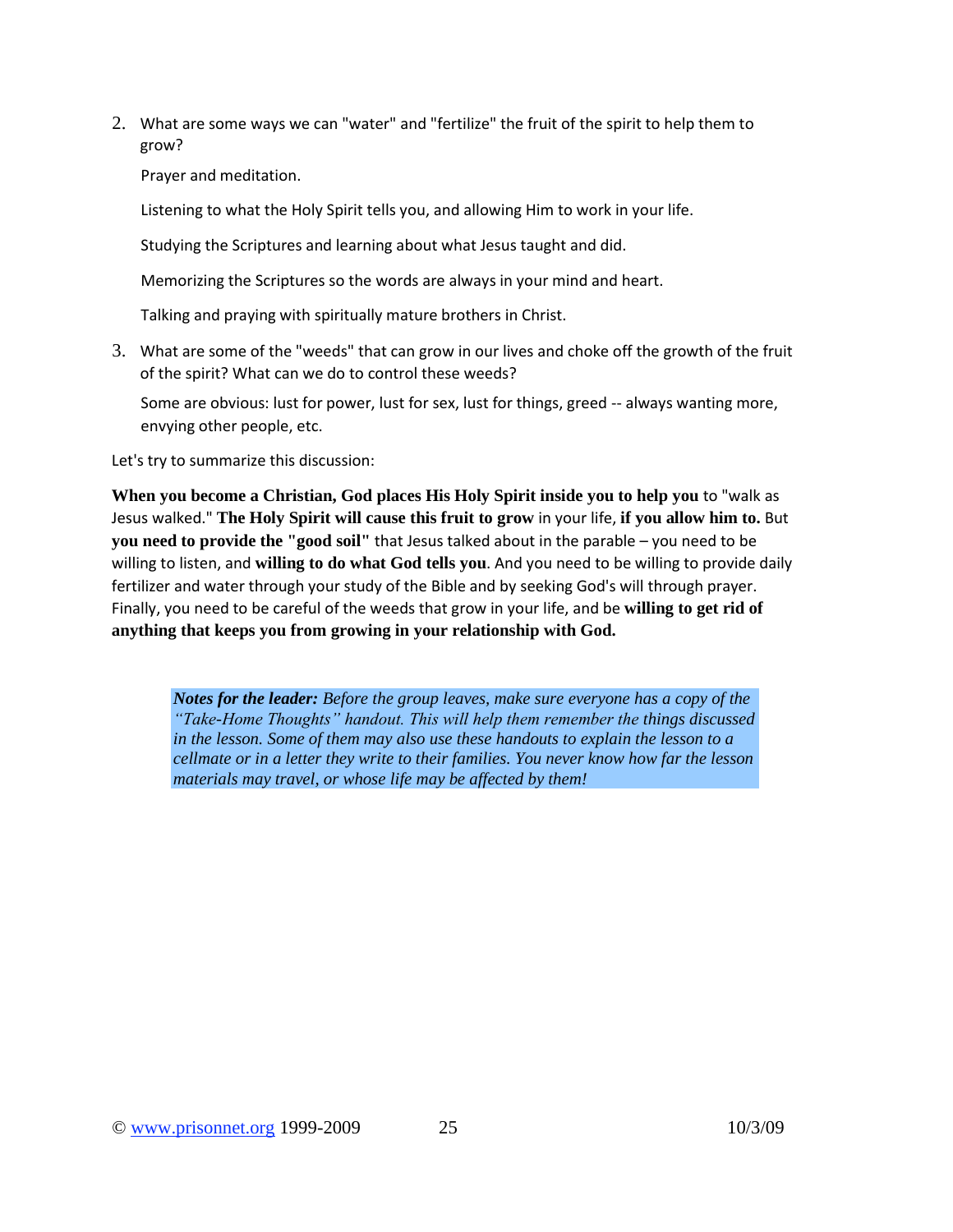2. What are some ways we can "water" and "fertilize" the fruit of the spirit to help them to grow?

   Prayer and meditation.

   Listening to what the Holy Spirit tells you, and allowing Him to work in your life.

   Studying the Scriptures and learning about what Jesus taught and did.

   Memorizing the Scriptures so the words are always in your mind and heart.

   Talking and praying with spiritually mature brothers in Christ.

3. What are some of the "weeds" that can grow in our lives and choke off the growth of the fruit of the spirit? What can we do to control these weeds?

   Some are obvious: lust for power, lust for sex, lust for things, greed -- always wanting more, envying other people, etc.

Let's try to summarize this discussion:

**When you become a Christian, God places His Holy Spirit inside you to help you** to "walk as Jesus walked." **The Holy Spirit will cause this fruit to grow** in your life, **if you allow him to.** But **you need to provide the "good soil"** that Jesus talked about in the parable – you need to be willing to listen, and **willing to do what God tells you**. And you need to be willing to provide daily fertilizer and water through your study of the Bible and by seeking God's will through prayer. Finally, you need to be careful of the weeds that grow in your life, and be **willing to get rid of anything that keeps you from growing in your relationship with God.**

> ***Notes for the leader:*** *Before the group leaves, make sure everyone has a copy of the "Take-Home Thoughts" handout. This will help them remember the things discussed in the lesson. Some of them may also use these handouts to explain the lesson to a cellmate or in a letter they write to their families. You never know how far the lesson materials may travel, or whose life may be affected by them!*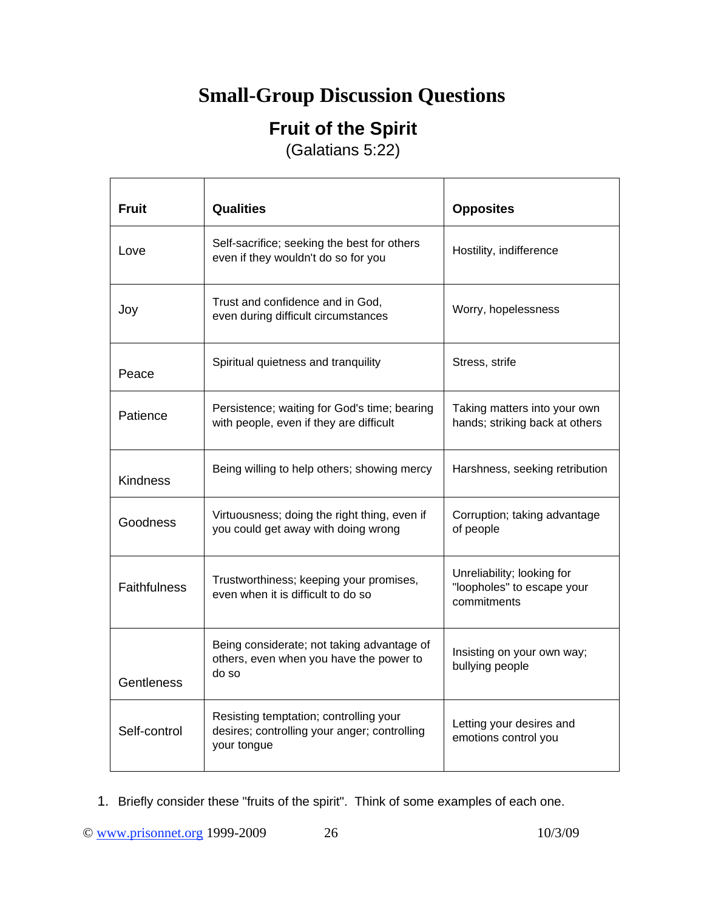# Small-Group Discussion Questions

## Fruit of the Spirit

(Galatians 5:22)

| Fruit | Qualities | Opposites |
|---|---|---|
| Love | Self-sacrifice; seeking the best for others even if they wouldn't do so for you | Hostility, indifference |
| Joy | Trust and confidence and in God, even during difficult circumstances | Worry, hopelessness |
| Peace | Spiritual quietness and tranquility | Stress, strife |
| Patience | Persistence; waiting for God's time; bearing with people, even if they are difficult | Taking matters into your own hands; striking back at others |
| Kindness | Being willing to help others; showing mercy | Harshness, seeking retribution |
| Goodness | Virtuousness; doing the right thing, even if you could get away with doing wrong | Corruption; taking advantage of people |
| Faithfulness | Trustworthiness; keeping your promises, even when it is difficult to do so | Unreliability; looking for "loopholes" to escape your commitments |
| Gentleness | Being considerate; not taking advantage of others, even when you have the power to do so | Insisting on your own way; bullying people |
| Self-control | Resisting temptation; controlling your desires; controlling your anger; controlling your tongue | Letting your desires and emotions control you |

1. Briefly consider these "fruits of the spirit". Think of some examples of each one.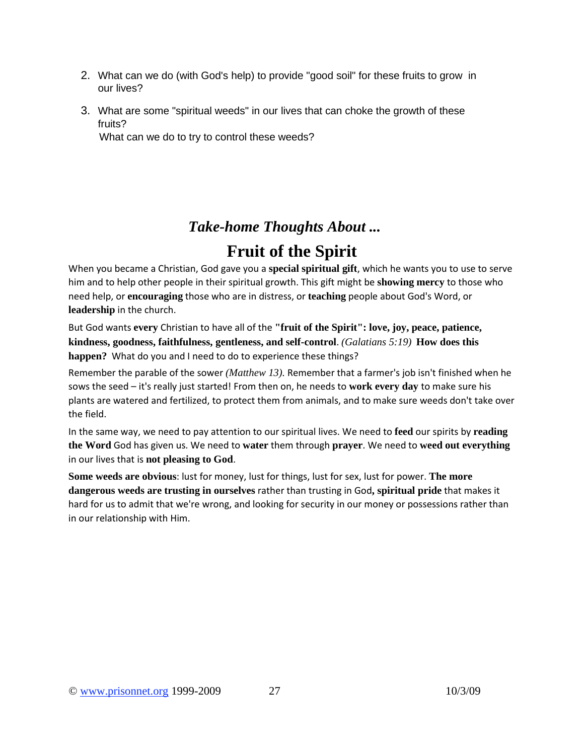2. What can we do (with God's help) to provide "good soil" for these fruits to grow in our lives?

3. What are some "spiritual weeds" in our lives that can choke the growth of these fruits?
   What can we do to try to control these weeds?

## *Take-home Thoughts About ...*

# Fruit of the Spirit

When you became a Christian, God gave you a **special spiritual gift**, which he wants you to use to serve him and to help other people in their spiritual growth. This gift might be **showing mercy** to those who need help, or **encouraging** those who are in distress, or **teaching** people about God's Word, or **leadership** in the church.

But God wants **every** Christian to have all of the **"fruit of the Spirit": love, joy, peace, patience, kindness, goodness, faithfulness, gentleness, and self-control**. *(Galatians 5:19)* **How does this happen?** What do you and I need to do to experience these things?

Remember the parable of the sower *(Matthew 13)*. Remember that a farmer's job isn't finished when he sows the seed – it's really just started! From then on, he needs to **work every day** to make sure his plants are watered and fertilized, to protect them from animals, and to make sure weeds don't take over the field.

In the same way, we need to pay attention to our spiritual lives. We need to **feed** our spirits by **reading the Word** God has given us. We need to **water** them through **prayer**. We need to **weed out everything** in our lives that is **not pleasing to God**.

**Some weeds are obvious**: lust for money, lust for things, lust for sex, lust for power. **The more dangerous weeds are trusting in ourselves** rather than trusting in God**, spiritual pride** that makes it hard for us to admit that we're wrong, and looking for security in our money or possessions rather than in our relationship with Him.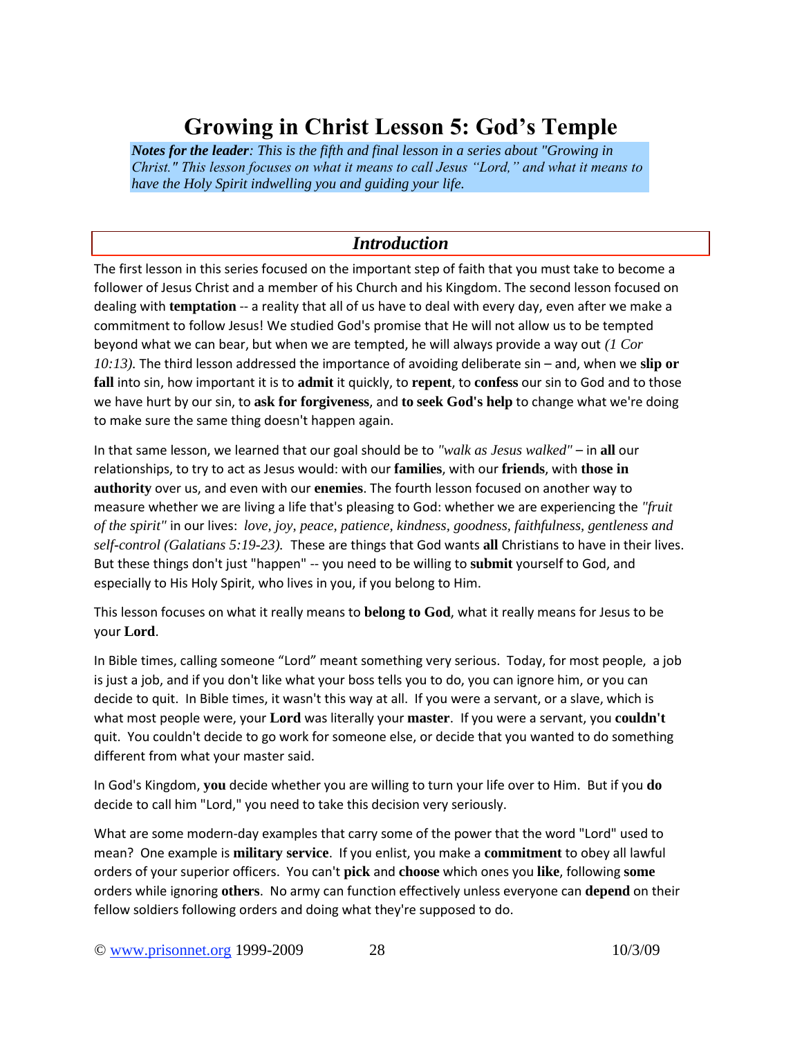# Growing in Christ Lesson 5: God's Temple

***Notes for the leader**: This is the fifth and final lesson in a series about "Growing in Christ." This lesson focuses on what it means to call Jesus "Lord," and what it means to have the Holy Spirit indwelling you and guiding your life.*

## *Introduction*

The first lesson in this series focused on the important step of faith that you must take to become a follower of Jesus Christ and a member of his Church and his Kingdom. The second lesson focused on dealing with **temptation** -- a reality that all of us have to deal with every day, even after we make a commitment to follow Jesus! We studied God's promise that He will not allow us to be tempted beyond what we can bear, but when we are tempted, he will always provide a way out *(1 Cor 10:13)*. The third lesson addressed the importance of avoiding deliberate sin – and, when we **slip or fall** into sin, how important it is to **admit** it quickly, to **repent**, to **confess** our sin to God and to those we have hurt by our sin, to **ask for forgiveness**, and **to seek God's help** to change what we're doing to make sure the same thing doesn't happen again.

In that same lesson, we learned that our goal should be to *"walk as Jesus walked"* – in **all** our relationships, to try to act as Jesus would: with our **families**, with our **friends**, with **those in authority** over us, and even with our **enemies**. The fourth lesson focused on another way to measure whether we are living a life that's pleasing to God: whether we are experiencing the *"fruit of the spirit"* in our lives: *love, joy, peace, patience, kindness, goodness, faithfulness, gentleness and self-control (Galatians 5:19-23).* These are things that God wants **all** Christians to have in their lives. But these things don't just "happen" -- you need to be willing to **submit** yourself to God, and especially to His Holy Spirit, who lives in you, if you belong to Him.

This lesson focuses on what it really means to **belong to God**, what it really means for Jesus to be your **Lord**.

In Bible times, calling someone "Lord" meant something very serious. Today, for most people, a job is just a job, and if you don't like what your boss tells you to do, you can ignore him, or you can decide to quit. In Bible times, it wasn't this way at all. If you were a servant, or a slave, which is what most people were, your **Lord** was literally your **master**. If you were a servant, you **couldn't** quit. You couldn't decide to go work for someone else, or decide that you wanted to do something different from what your master said.

In God's Kingdom, **you** decide whether you are willing to turn your life over to Him. But if you **do** decide to call him "Lord," you need to take this decision very seriously.

What are some modern-day examples that carry some of the power that the word "Lord" used to mean? One example is **military service**. If you enlist, you make a **commitment** to obey all lawful orders of your superior officers. You can't **pick** and **choose** which ones you **like**, following **some** orders while ignoring **others**. No army can function effectively unless everyone can **depend** on their fellow soldiers following orders and doing what they're supposed to do.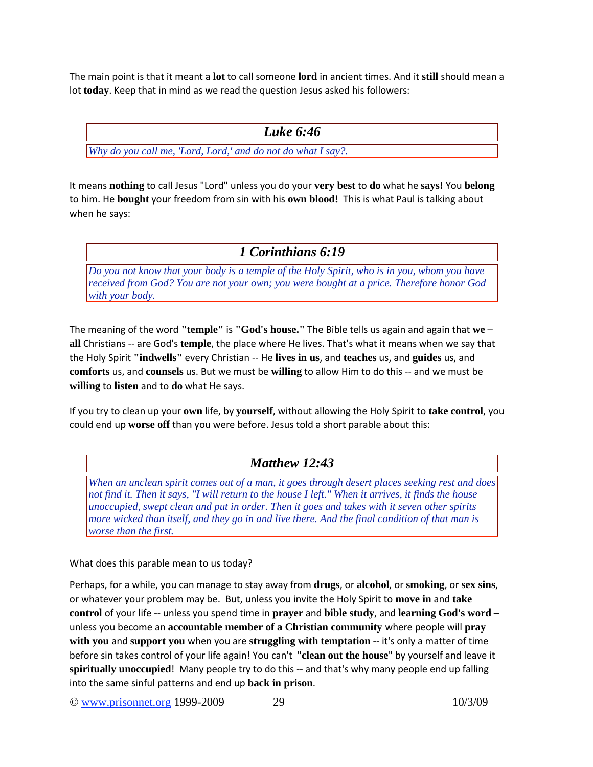The main point is that it meant a **lot** to call someone **lord** in ancient times. And it **still** should mean a lot **today**. Keep that in mind as we read the question Jesus asked his followers:

### *Luke 6:46*

*Why do you call me, 'Lord, Lord,' and do not do what I say?.*

It means **nothing** to call Jesus "Lord" unless you do your **very best** to **do** what he **says!** You **belong** to him. He **bought** your freedom from sin with his **own blood!** This is what Paul is talking about when he says:

### *1 Corinthians 6:19*

*Do you not know that your body is a temple of the Holy Spirit, who is in you, whom you have received from God? You are not your own; you were bought at a price. Therefore honor God with your body.*

The meaning of the word **"temple"** is **"God's house."** The Bible tells us again and again that **we** – **all** Christians -- are God's **temple**, the place where He lives. That's what it means when we say that the Holy Spirit **"indwells"** every Christian -- He **lives in us**, and **teaches** us, and **guides** us, and **comforts** us, and **counsels** us. But we must be **willing** to allow Him to do this -- and we must be **willing** to **listen** and to **do** what He says.

If you try to clean up your **own** life, by **yourself**, without allowing the Holy Spirit to **take control**, you could end up **worse off** than you were before. Jesus told a short parable about this:

### *Matthew 12:43*

*When an unclean spirit comes out of a man, it goes through desert places seeking rest and does not find it. Then it says, "I will return to the house I left." When it arrives, it finds the house unoccupied, swept clean and put in order. Then it goes and takes with it seven other spirits more wicked than itself, and they go in and live there. And the final condition of that man is worse than the first.*

What does this parable mean to us today?

Perhaps, for a while, you can manage to stay away from **drugs**, or **alcohol**, or **smoking**, or **sex sins**, or whatever your problem may be. But, unless you invite the Holy Spirit to **move in** and **take control** of your life -- unless you spend time in **prayer** and **bible study**, and **learning God's word** – unless you become an **accountable member of a Christian community** where people will **pray with you** and **support you** when you are **struggling with temptation** -- it's only a matter of time before sin takes control of your life again! You can't "**clean out the house**" by yourself and leave it **spiritually unoccupied**! Many people try to do this -- and that's why many people end up falling into the same sinful patterns and end up **back in prison**.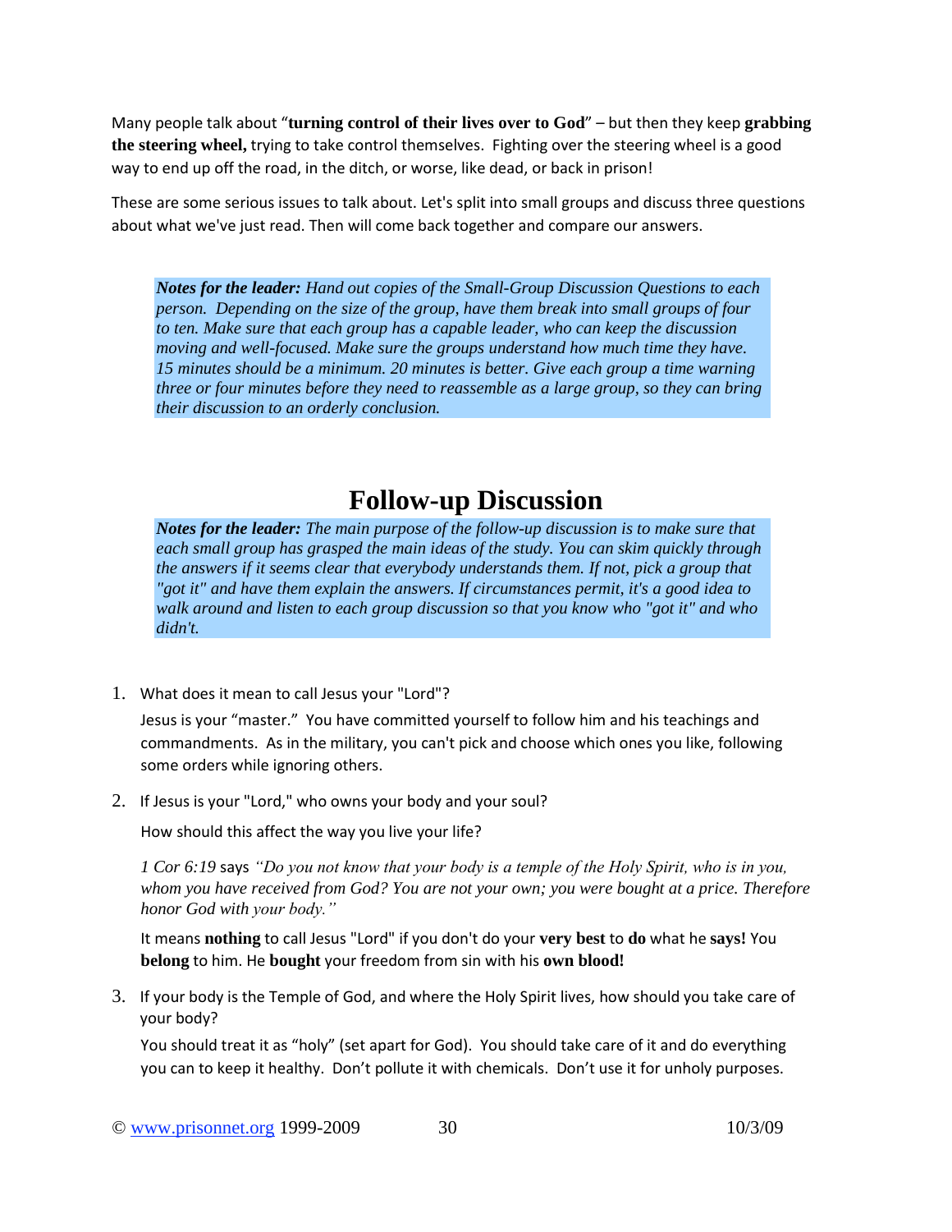Many people talk about "**turning control of their lives over to God**" – but then they keep **grabbing the steering wheel,** trying to take control themselves. Fighting over the steering wheel is a good way to end up off the road, in the ditch, or worse, like dead, or back in prison!

These are some serious issues to talk about. Let's split into small groups and discuss three questions about what we've just read. Then will come back together and compare our answers.

> ***Notes for the leader:*** *Hand out copies of the Small-Group Discussion Questions to each person. Depending on the size of the group, have them break into small groups of four to ten. Make sure that each group has a capable leader, who can keep the discussion moving and well-focused. Make sure the groups understand how much time they have. 15 minutes should be a minimum. 20 minutes is better. Give each group a time warning three or four minutes before they need to reassemble as a large group, so they can bring their discussion to an orderly conclusion.*

# Follow-up Discussion

> ***Notes for the leader:*** *The main purpose of the follow-up discussion is to make sure that each small group has grasped the main ideas of the study. You can skim quickly through the answers if it seems clear that everybody understands them. If not, pick a group that "got it" and have them explain the answers. If circumstances permit, it's a good idea to walk around and listen to each group discussion so that you know who "got it" and who didn't.*

1. What does it mean to call Jesus your "Lord"?

   Jesus is your "master." You have committed yourself to follow him and his teachings and commandments. As in the military, you can't pick and choose which ones you like, following some orders while ignoring others.

2. If Jesus is your "Lord," who owns your body and your soul?

   How should this affect the way you live your life?

   *1 Cor 6:19* says *"Do you not know that your body is a temple of the Holy Spirit, who is in you, whom you have received from God? You are not your own; you were bought at a price. Therefore honor God with your body."*

   It means **nothing** to call Jesus "Lord" if you don't do your **very best** to **do** what he **says!** You **belong** to him. He **bought** your freedom from sin with his **own blood!**

3. If your body is the Temple of God, and where the Holy Spirit lives, how should you take care of your body?

   You should treat it as "holy" (set apart for God). You should take care of it and do everything you can to keep it healthy. Don't pollute it with chemicals. Don't use it for unholy purposes.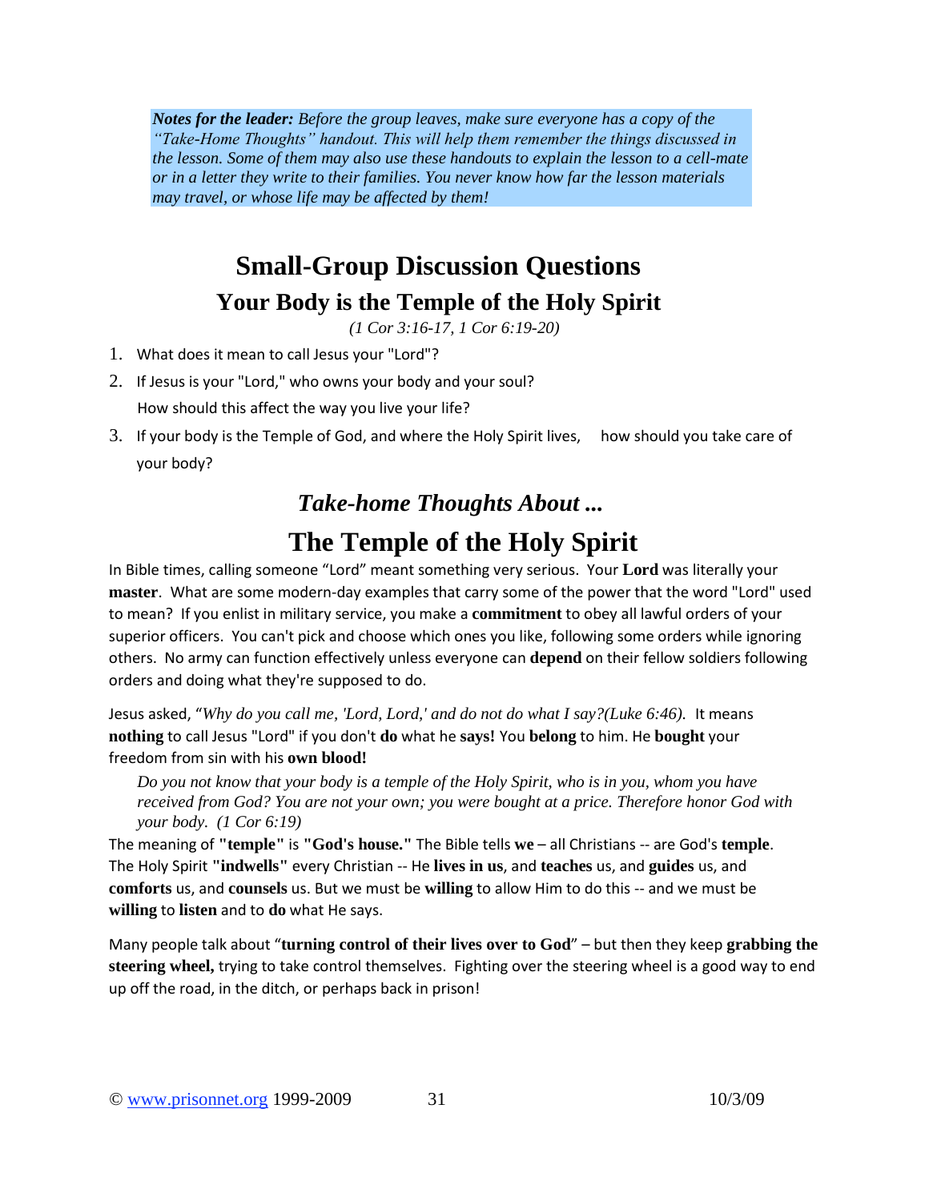***Notes for the leader:*** *Before the group leaves, make sure everyone has a copy of the "Take-Home Thoughts" handout. This will help them remember the things discussed in the lesson. Some of them may also use these handouts to explain the lesson to a cell-mate or in a letter they write to their families. You never know how far the lesson materials may travel, or whose life may be affected by them!*

# Small-Group Discussion Questions

## Your Body is the Temple of the Holy Spirit

*(1 Cor 3:16-17, 1 Cor 6:19-20)*

1. What does it mean to call Jesus your "Lord"?
2. If Jesus is your "Lord," who owns your body and your soul?
   How should this affect the way you live your life?
3. If your body is the Temple of God, and where the Holy Spirit lives, how should you take care of your body?

## *Take-home Thoughts About ...*

# The Temple of the Holy Spirit

In Bible times, calling someone "Lord" meant something very serious. Your **Lord** was literally your **master**. What are some modern-day examples that carry some of the power that the word "Lord" used to mean? If you enlist in military service, you make a **commitment** to obey all lawful orders of your superior officers. You can't pick and choose which ones you like, following some orders while ignoring others. No army can function effectively unless everyone can **depend** on their fellow soldiers following orders and doing what they're supposed to do.

Jesus asked, "*Why do you call me, 'Lord, Lord,' and do not do what I say?(Luke 6:46).* It means **nothing** to call Jesus "Lord" if you don't **do** what he **says!** You **belong** to him. He **bought** your freedom from sin with his **own blood!**

> *Do you not know that your body is a temple of the Holy Spirit, who is in you, whom you have received from God? You are not your own; you were bought at a price. Therefore honor God with your body. (1 Cor 6:19)*

The meaning of **"temple"** is **"God's house."** The Bible tells **we** – all Christians -- are God's **temple**. The Holy Spirit **"indwells"** every Christian -- He **lives in us**, and **teaches** us, and **guides** us, and **comforts** us, and **counsels** us. But we must be **willing** to allow Him to do this -- and we must be **willing** to **listen** and to **do** what He says.

Many people talk about "**turning control of their lives over to God**" – but then they keep **grabbing the steering wheel,** trying to take control themselves. Fighting over the steering wheel is a good way to end up off the road, in the ditch, or perhaps back in prison!